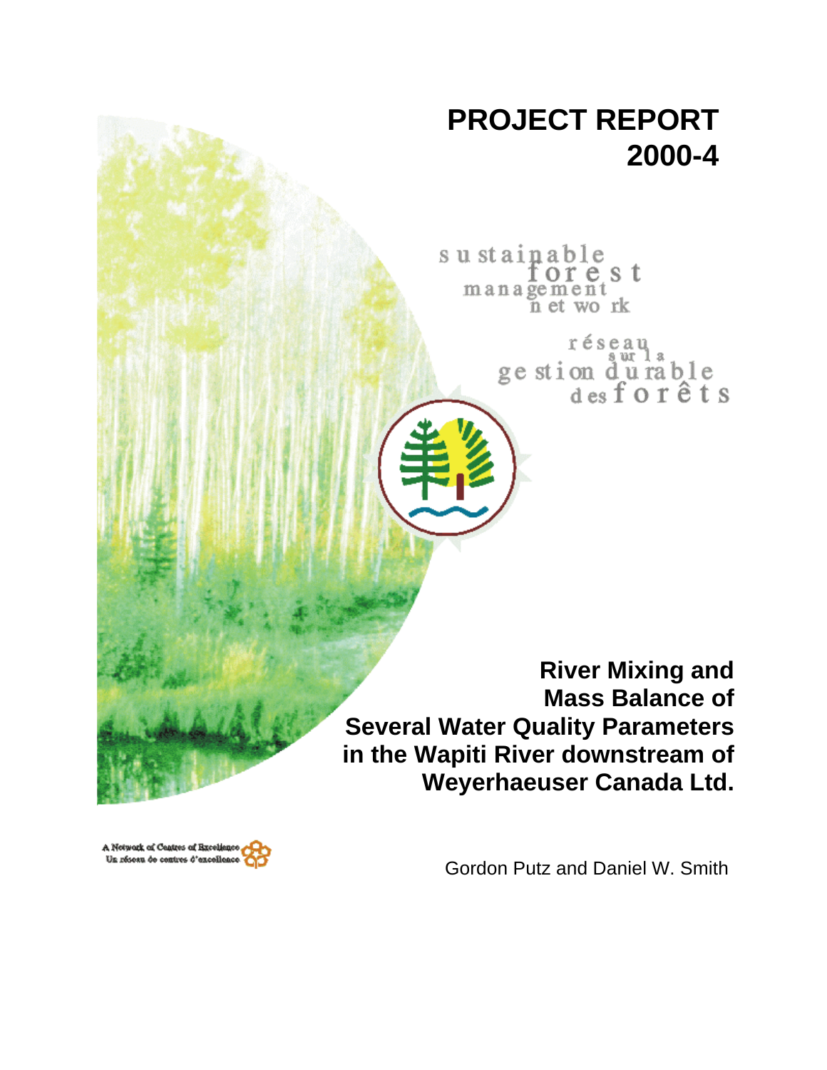# PROJECT REPORT 2000-4

sustainable forest management network

réseau sur la gestion durable des forêts

## River Mixing and Mass Balance of Several Water Quality Parameters in the Wapiti River downstream of Weyerhaeuser Canada Ltd.

A Network of Centres of Excellence
Un réseau de centres d'excellence

Gordon Putz and Daniel W. Smith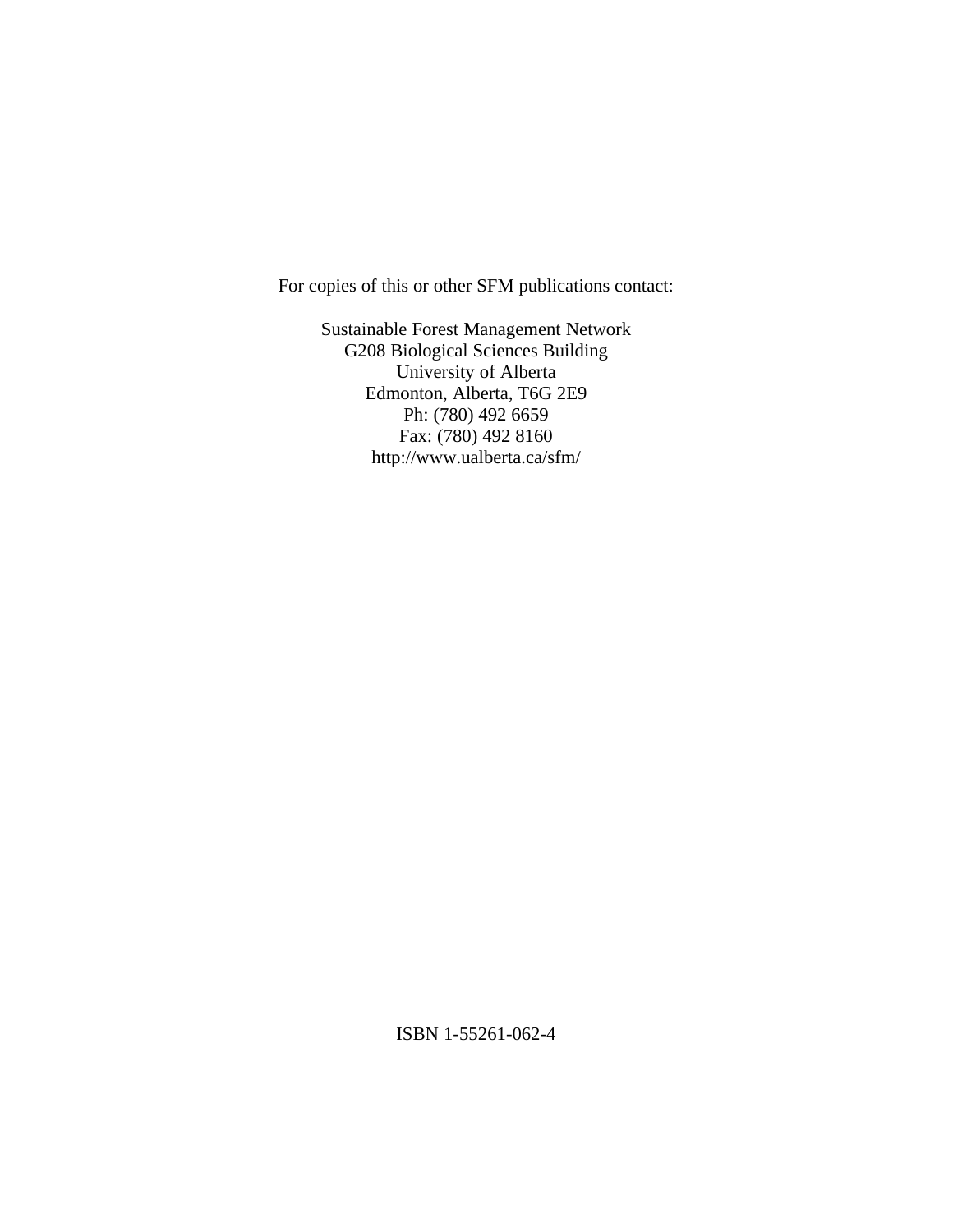For copies of this or other SFM publications contact:

Sustainable Forest Management Network
G208 Biological Sciences Building
University of Alberta
Edmonton, Alberta, T6G 2E9
Ph: (780) 492 6659
Fax: (780) 492 8160
http://www.ualberta.ca/sfm/

ISBN 1-55261-062-4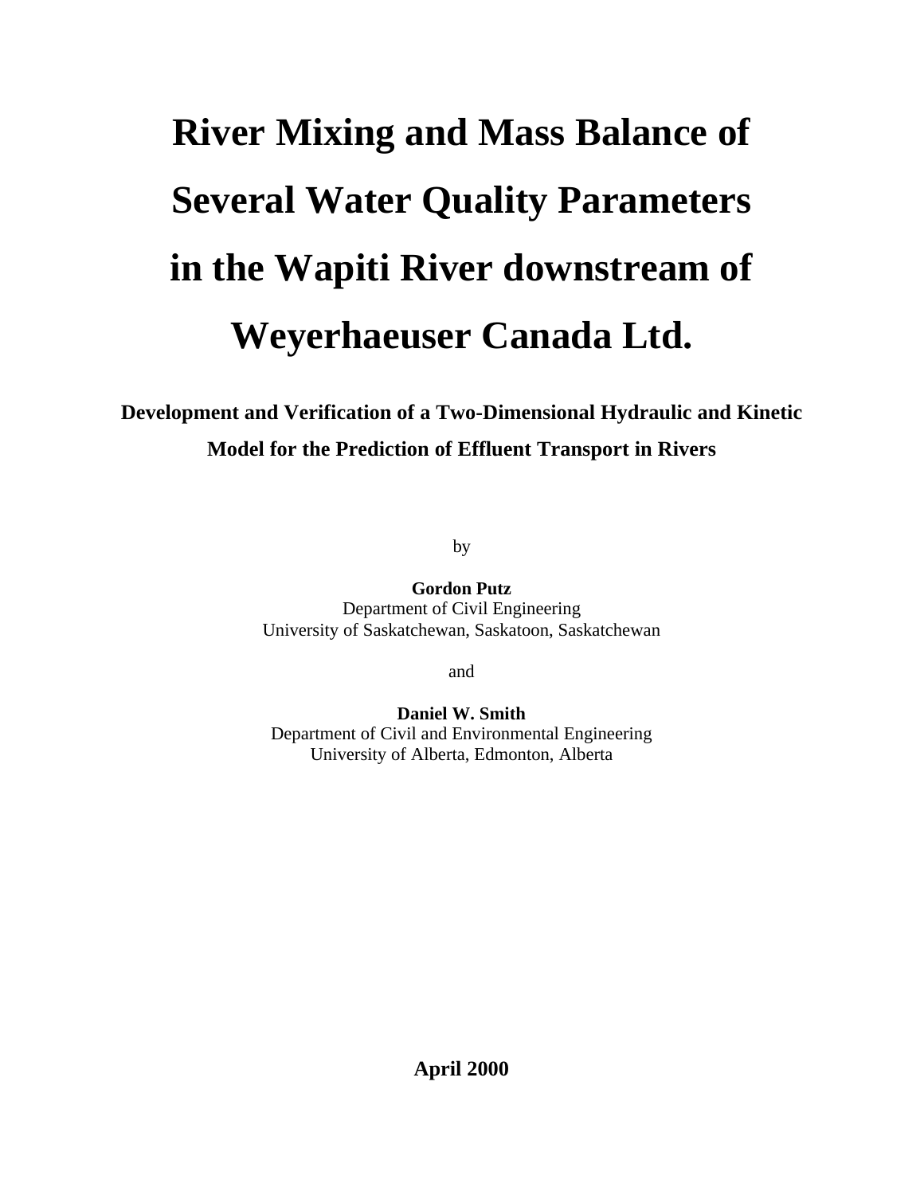# River Mixing and Mass Balance of Several Water Quality Parameters in the Wapiti River downstream of Weyerhaeuser Canada Ltd.

**Development and Verification of a Two-Dimensional Hydraulic and Kinetic Model for the Prediction of Effluent Transport in Rivers**

by

**Gordon Putz**
Department of Civil Engineering
University of Saskatchewan, Saskatoon, Saskatchewan

and

**Daniel W. Smith**
Department of Civil and Environmental Engineering
University of Alberta, Edmonton, Alberta

**April 2000**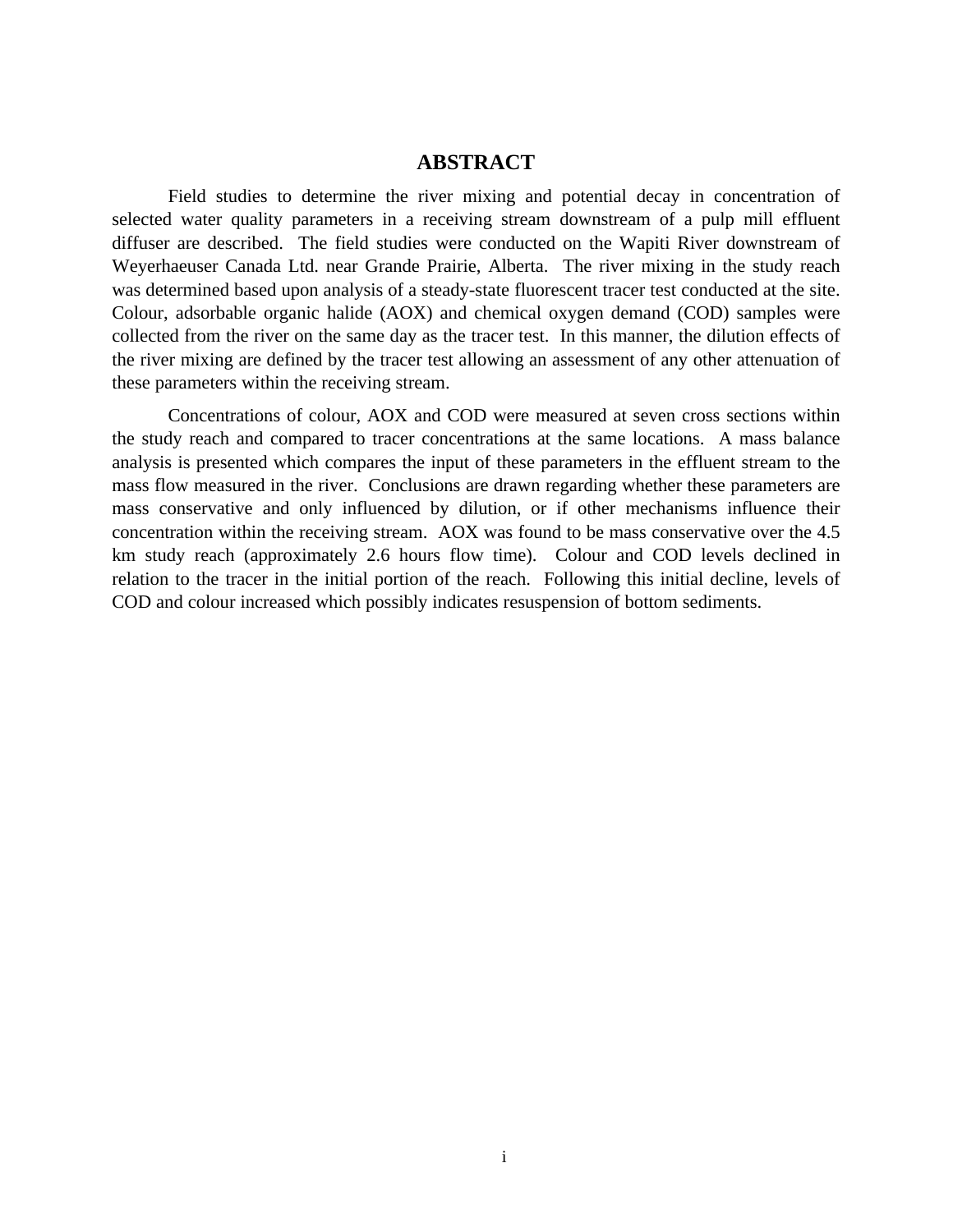# ABSTRACT

Field studies to determine the river mixing and potential decay in concentration of selected water quality parameters in a receiving stream downstream of a pulp mill effluent diffuser are described. The field studies were conducted on the Wapiti River downstream of Weyerhaeuser Canada Ltd. near Grande Prairie, Alberta. The river mixing in the study reach was determined based upon analysis of a steady-state fluorescent tracer test conducted at the site. Colour, adsorbable organic halide (AOX) and chemical oxygen demand (COD) samples were collected from the river on the same day as the tracer test. In this manner, the dilution effects of the river mixing are defined by the tracer test allowing an assessment of any other attenuation of these parameters within the receiving stream.

Concentrations of colour, AOX and COD were measured at seven cross sections within the study reach and compared to tracer concentrations at the same locations. A mass balance analysis is presented which compares the input of these parameters in the effluent stream to the mass flow measured in the river. Conclusions are drawn regarding whether these parameters are mass conservative and only influenced by dilution, or if other mechanisms influence their concentration within the receiving stream. AOX was found to be mass conservative over the 4.5 km study reach (approximately 2.6 hours flow time). Colour and COD levels declined in relation to the tracer in the initial portion of the reach. Following this initial decline, levels of COD and colour increased which possibly indicates resuspension of bottom sediments.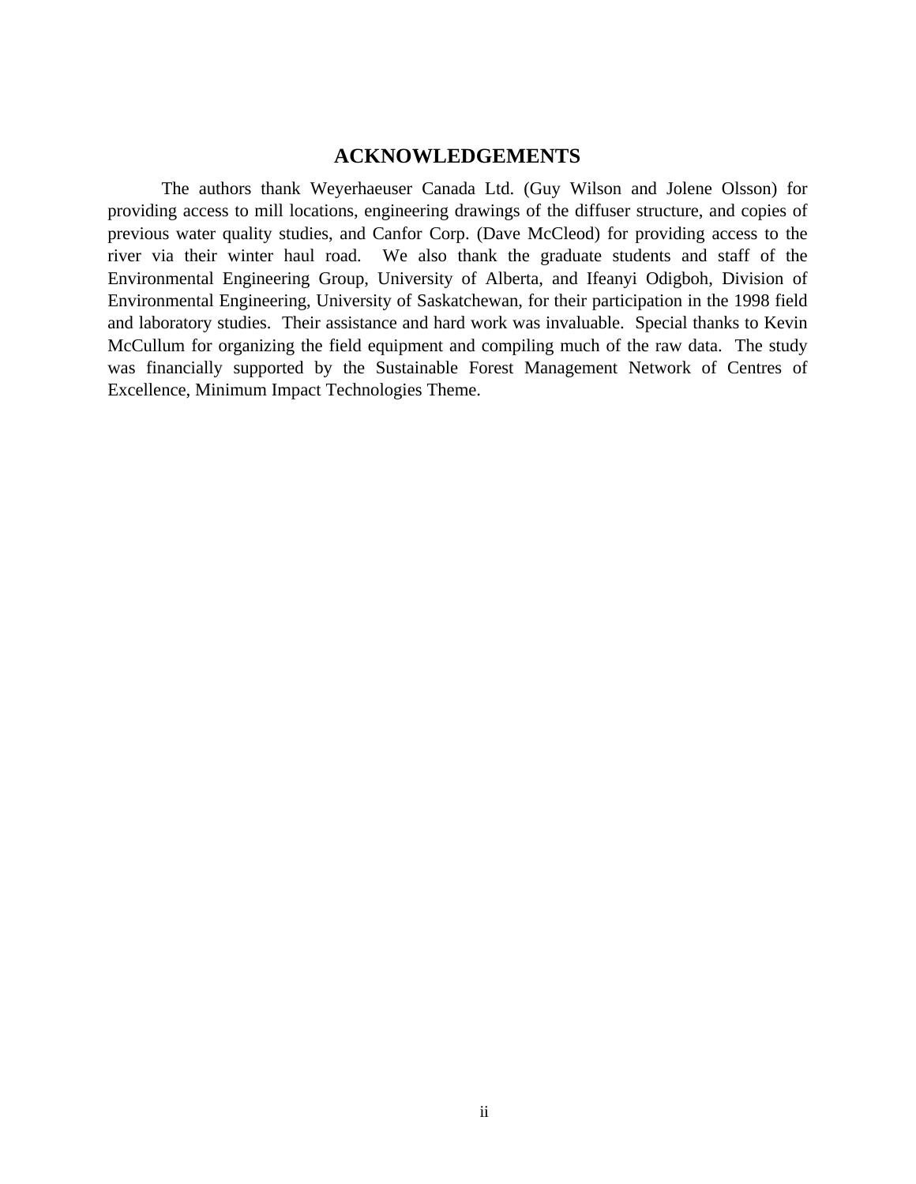# ACKNOWLEDGEMENTS

The authors thank Weyerhaeuser Canada Ltd. (Guy Wilson and Jolene Olsson) for providing access to mill locations, engineering drawings of the diffuser structure, and copies of previous water quality studies, and Canfor Corp. (Dave McCleod) for providing access to the river via their winter haul road. We also thank the graduate students and staff of the Environmental Engineering Group, University of Alberta, and Ifeanyi Odigboh, Division of Environmental Engineering, University of Saskatchewan, for their participation in the 1998 field and laboratory studies. Their assistance and hard work was invaluable. Special thanks to Kevin McCullum for organizing the field equipment and compiling much of the raw data. The study was financially supported by the Sustainable Forest Management Network of Centres of Excellence, Minimum Impact Technologies Theme.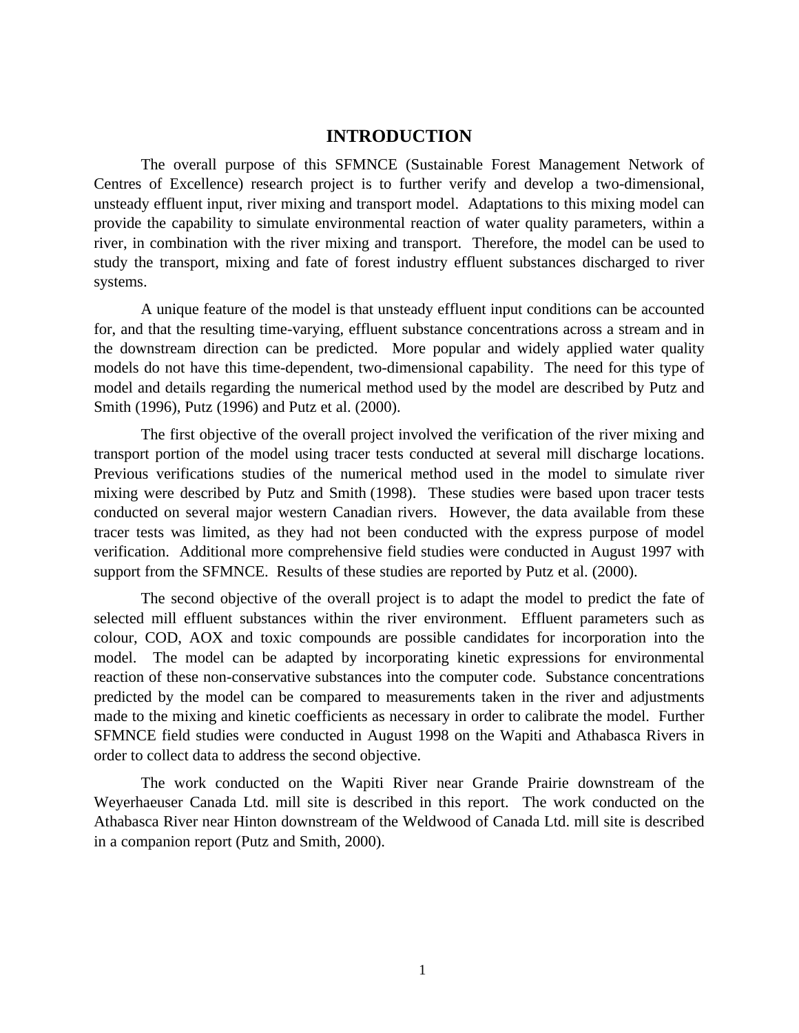# INTRODUCTION

The overall purpose of this SFMNCE (Sustainable Forest Management Network of Centres of Excellence) research project is to further verify and develop a two-dimensional, unsteady effluent input, river mixing and transport model. Adaptations to this mixing model can provide the capability to simulate environmental reaction of water quality parameters, within a river, in combination with the river mixing and transport. Therefore, the model can be used to study the transport, mixing and fate of forest industry effluent substances discharged to river systems.

A unique feature of the model is that unsteady effluent input conditions can be accounted for, and that the resulting time-varying, effluent substance concentrations across a stream and in the downstream direction can be predicted. More popular and widely applied water quality models do not have this time-dependent, two-dimensional capability. The need for this type of model and details regarding the numerical method used by the model are described by Putz and Smith (1996), Putz (1996) and Putz et al. (2000).

The first objective of the overall project involved the verification of the river mixing and transport portion of the model using tracer tests conducted at several mill discharge locations. Previous verifications studies of the numerical method used in the model to simulate river mixing were described by Putz and Smith (1998). These studies were based upon tracer tests conducted on several major western Canadian rivers. However, the data available from these tracer tests was limited, as they had not been conducted with the express purpose of model verification. Additional more comprehensive field studies were conducted in August 1997 with support from the SFMNCE. Results of these studies are reported by Putz et al. (2000).

The second objective of the overall project is to adapt the model to predict the fate of selected mill effluent substances within the river environment. Effluent parameters such as colour, COD, AOX and toxic compounds are possible candidates for incorporation into the model. The model can be adapted by incorporating kinetic expressions for environmental reaction of these non-conservative substances into the computer code. Substance concentrations predicted by the model can be compared to measurements taken in the river and adjustments made to the mixing and kinetic coefficients as necessary in order to calibrate the model. Further SFMNCE field studies were conducted in August 1998 on the Wapiti and Athabasca Rivers in order to collect data to address the second objective.

The work conducted on the Wapiti River near Grande Prairie downstream of the Weyerhaeuser Canada Ltd. mill site is described in this report. The work conducted on the Athabasca River near Hinton downstream of the Weldwood of Canada Ltd. mill site is described in a companion report (Putz and Smith, 2000).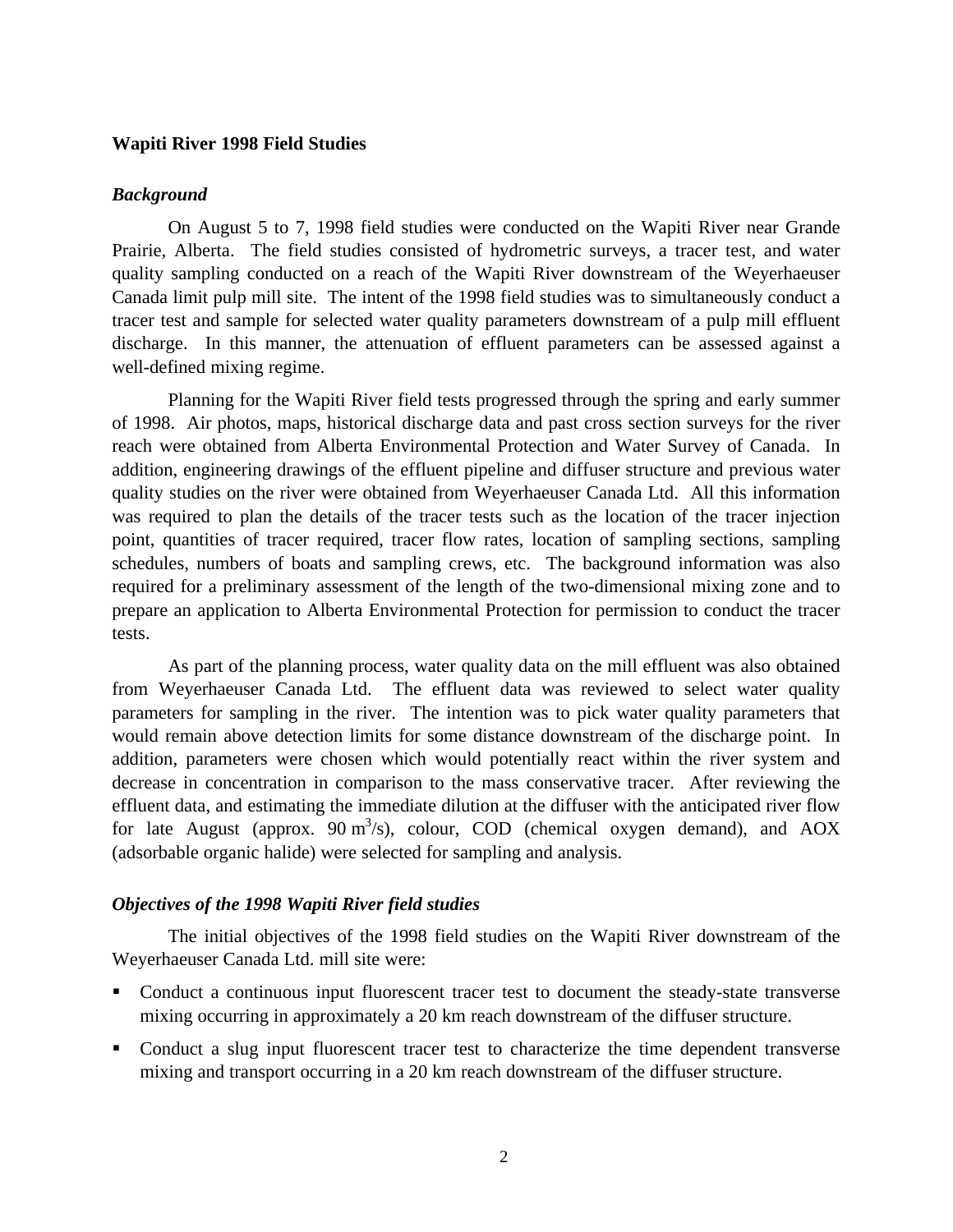**Wapiti River 1998 Field Studies**

***Background***

On August 5 to 7, 1998 field studies were conducted on the Wapiti River near Grande Prairie, Alberta. The field studies consisted of hydrometric surveys, a tracer test, and water quality sampling conducted on a reach of the Wapiti River downstream of the Weyerhaeuser Canada limit pulp mill site. The intent of the 1998 field studies was to simultaneously conduct a tracer test and sample for selected water quality parameters downstream of a pulp mill effluent discharge. In this manner, the attenuation of effluent parameters can be assessed against a well-defined mixing regime.

Planning for the Wapiti River field tests progressed through the spring and early summer of 1998. Air photos, maps, historical discharge data and past cross section surveys for the river reach were obtained from Alberta Environmental Protection and Water Survey of Canada. In addition, engineering drawings of the effluent pipeline and diffuser structure and previous water quality studies on the river were obtained from Weyerhaeuser Canada Ltd. All this information was required to plan the details of the tracer tests such as the location of the tracer injection point, quantities of tracer required, tracer flow rates, location of sampling sections, sampling schedules, numbers of boats and sampling crews, etc. The background information was also required for a preliminary assessment of the length of the two-dimensional mixing zone and to prepare an application to Alberta Environmental Protection for permission to conduct the tracer tests.

As part of the planning process, water quality data on the mill effluent was also obtained from Weyerhaeuser Canada Ltd. The effluent data was reviewed to select water quality parameters for sampling in the river. The intention was to pick water quality parameters that would remain above detection limits for some distance downstream of the discharge point. In addition, parameters were chosen which would potentially react within the river system and decrease in concentration in comparison to the mass conservative tracer. After reviewing the effluent data, and estimating the immediate dilution at the diffuser with the anticipated river flow for late August (approx. 90 $m^3/s$), colour, COD (chemical oxygen demand), and AOX (adsorbable organic halide) were selected for sampling and analysis.

***Objectives of the 1998 Wapiti River field studies***

The initial objectives of the 1998 field studies on the Wapiti River downstream of the Weyerhaeuser Canada Ltd. mill site were:

- Conduct a continuous input fluorescent tracer test to document the steady-state transverse mixing occurring in approximately a 20 km reach downstream of the diffuser structure.
- Conduct a slug input fluorescent tracer test to characterize the time dependent transverse mixing and transport occurring in a 20 km reach downstream of the diffuser structure.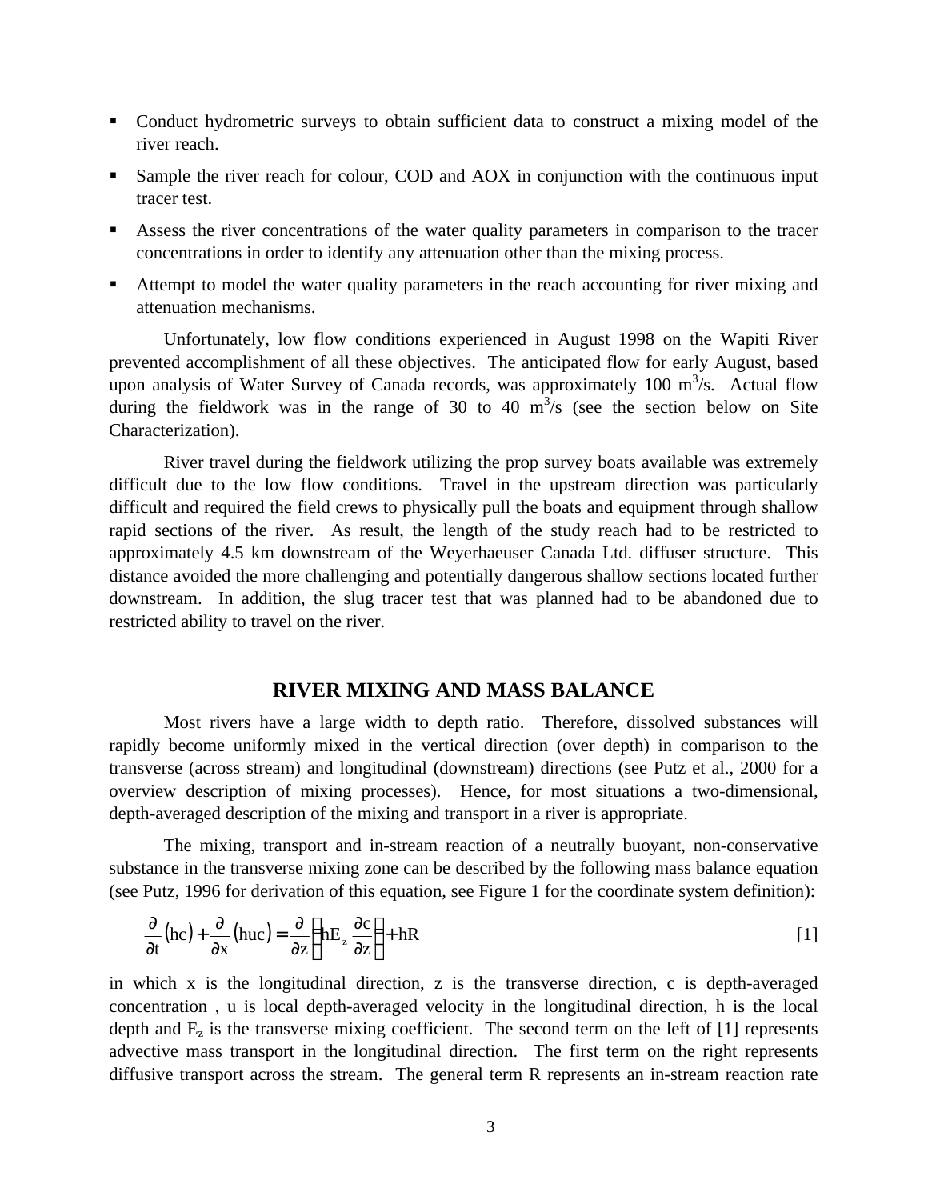- Conduct hydrometric surveys to obtain sufficient data to construct a mixing model of the river reach.
- Sample the river reach for colour, COD and AOX in conjunction with the continuous input tracer test.
- Assess the river concentrations of the water quality parameters in comparison to the tracer concentrations in order to identify any attenuation other than the mixing process.
- Attempt to model the water quality parameters in the reach accounting for river mixing and attenuation mechanisms.

Unfortunately, low flow conditions experienced in August 1998 on the Wapiti River prevented accomplishment of all these objectives. The anticipated flow for early August, based upon analysis of Water Survey of Canada records, was approximately 100 $m^3/s$. Actual flow during the fieldwork was in the range of 30 to 40 $m^3/s$ (see the section below on Site Characterization).

River travel during the fieldwork utilizing the prop survey boats available was extremely difficult due to the low flow conditions. Travel in the upstream direction was particularly difficult and required the field crews to physically pull the boats and equipment through shallow rapid sections of the river. As result, the length of the study reach had to be restricted to approximately 4.5 km downstream of the Weyerhaeuser Canada Ltd. diffuser structure. This distance avoided the more challenging and potentially dangerous shallow sections located further downstream. In addition, the slug tracer test that was planned had to be abandoned due to restricted ability to travel on the river.

## RIVER MIXING AND MASS BALANCE

Most rivers have a large width to depth ratio. Therefore, dissolved substances will rapidly become uniformly mixed in the vertical direction (over depth) in comparison to the transverse (across stream) and longitudinal (downstream) directions (see Putz et al., 2000 for a overview description of mixing processes). Hence, for most situations a two-dimensional, depth-averaged description of the mixing and transport in a river is appropriate.

The mixing, transport and in-stream reaction of a neutrally buoyant, non-conservative substance in the transverse mixing zone can be described by the following mass balance equation (see Putz, 1996 for derivation of this equation, see Figure 1 for the coordinate system definition):

$$\frac{\partial}{\partial t}(hc) + \frac{\partial}{\partial x}(huc) = \frac{\partial}{\partial z}\left(hE_z \frac{\partial c}{\partial z}\right) + hR \qquad [1]$$

in which x is the longitudinal direction, z is the transverse direction, c is depth-averaged concentration , u is local depth-averaged velocity in the longitudinal direction, h is the local depth and $E_z$ is the transverse mixing coefficient. The second term on the left of [1] represents advective mass transport in the longitudinal direction. The first term on the right represents diffusive transport across the stream. The general term R represents an in-stream reaction rate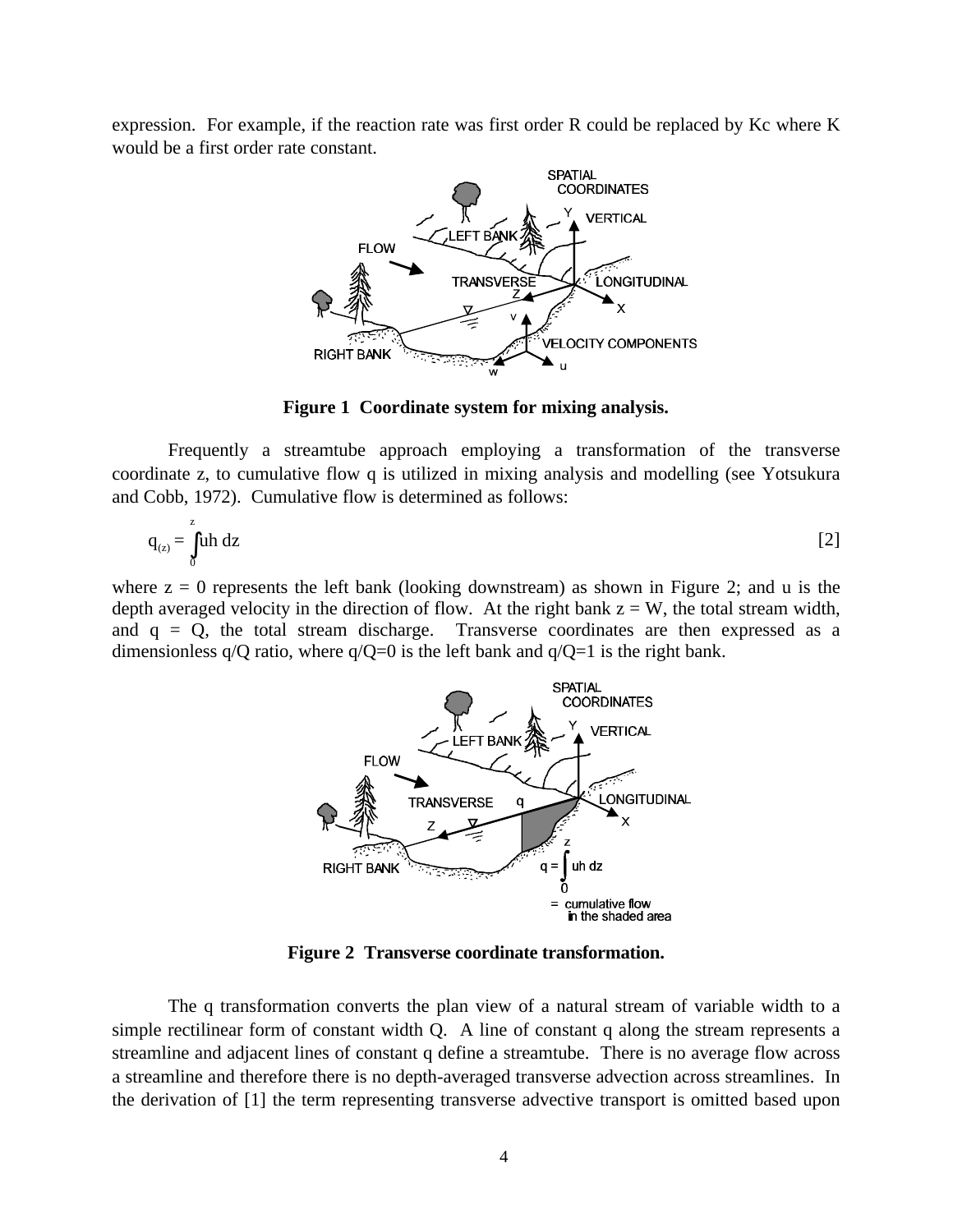expression. For example, if the reaction rate was first order R could be replaced by Kc where K would be a first order rate constant.

SPATIAL COORDINATES
Y VERTICAL
LEFT BANK
FLOW
TRANSVERSE
Z
LONGITUDINAL
X
v
VELOCITY COMPONENTS
RIGHT BANK
w
u

**Figure 1 Coordinate system for mixing analysis.**

Frequently a streamtube approach employing a transformation of the transverse coordinate z, to cumulative flow q is utilized in mixing analysis and modelling (see Yotsukura and Cobb, 1972). Cumulative flow is determined as follows:

$$q_{(z)} = \int_0^z uh\, dz \qquad [2]$$

where z = 0 represents the left bank (looking downstream) as shown in Figure 2; and u is the depth averaged velocity in the direction of flow. At the right bank z = W, the total stream width, and q = Q, the total stream discharge. Transverse coordinates are then expressed as a dimensionless q/Q ratio, where q/Q=0 is the left bank and q/Q=1 is the right bank.

SPATIAL COORDINATES
Y VERTICAL
LEFT BANK
FLOW
TRANSVERSE q
Z
LONGITUDINAL
X
RIGHT BANK
$q = \int_0^z uh\, dz$
= cumulative flow in the shaded area

**Figure 2 Transverse coordinate transformation.**

The q transformation converts the plan view of a natural stream of variable width to a simple rectilinear form of constant width Q. A line of constant q along the stream represents a streamline and adjacent lines of constant q define a streamtube. There is no average flow across a streamline and therefore there is no depth-averaged transverse advection across streamlines. In the derivation of [1] the term representing transverse advective transport is omitted based upon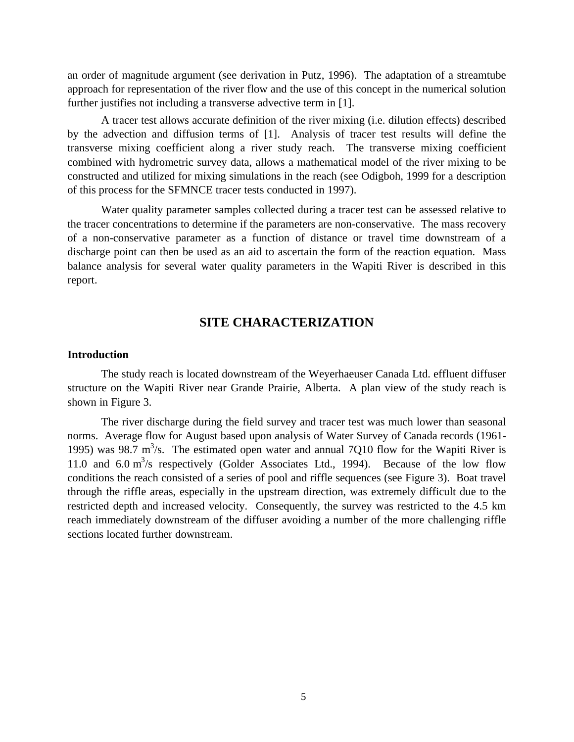an order of magnitude argument (see derivation in Putz, 1996). The adaptation of a streamtube approach for representation of the river flow and the use of this concept in the numerical solution further justifies not including a transverse advective term in [1].

A tracer test allows accurate definition of the river mixing (i.e. dilution effects) described by the advection and diffusion terms of [1]. Analysis of tracer test results will define the transverse mixing coefficient along a river study reach. The transverse mixing coefficient combined with hydrometric survey data, allows a mathematical model of the river mixing to be constructed and utilized for mixing simulations in the reach (see Odigboh, 1999 for a description of this process for the SFMNCE tracer tests conducted in 1997).

Water quality parameter samples collected during a tracer test can be assessed relative to the tracer concentrations to determine if the parameters are non-conservative. The mass recovery of a non-conservative parameter as a function of distance or travel time downstream of a discharge point can then be used as an aid to ascertain the form of the reaction equation. Mass balance analysis for several water quality parameters in the Wapiti River is described in this report.

## SITE CHARACTERIZATION

### Introduction

The study reach is located downstream of the Weyerhaeuser Canada Ltd. effluent diffuser structure on the Wapiti River near Grande Prairie, Alberta. A plan view of the study reach is shown in Figure 3.

The river discharge during the field survey and tracer test was much lower than seasonal norms. Average flow for August based upon analysis of Water Survey of Canada records (1961-1995) was 98.7 $m^3/s$. The estimated open water and annual 7Q10 flow for the Wapiti River is 11.0 and 6.0 $m^3/s$ respectively (Golder Associates Ltd., 1994). Because of the low flow conditions the reach consisted of a series of pool and riffle sequences (see Figure 3). Boat travel through the riffle areas, especially in the upstream direction, was extremely difficult due to the restricted depth and increased velocity. Consequently, the survey was restricted to the 4.5 km reach immediately downstream of the diffuser avoiding a number of the more challenging riffle sections located further downstream.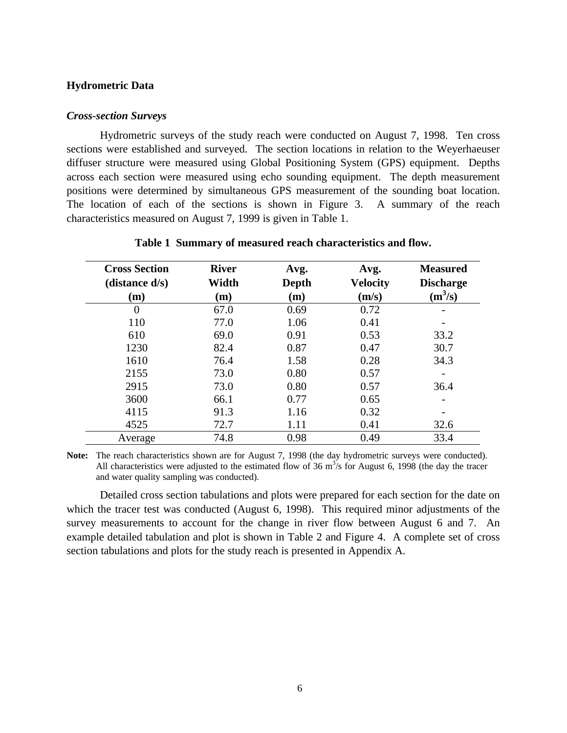## Hydrometric Data

### *Cross-section Surveys*

Hydrometric surveys of the study reach were conducted on August 7, 1998. Ten cross sections were established and surveyed. The section locations in relation to the Weyerhaeuser diffuser structure were measured using Global Positioning System (GPS) equipment. Depths across each section were measured using echo sounding equipment. The depth measurement positions were determined by simultaneous GPS measurement of the sounding boat location. The location of each of the sections is shown in Figure 3. A summary of the reach characteristics measured on August 7, 1999 is given in Table 1.

**Table 1 Summary of measured reach characteristics and flow.**

| Cross Section (distance d/s) (m) | River Width (m) | Avg. Depth (m) | Avg. Velocity (m/s) | Measured Discharge ($m^3/s$) |
|---|---|---|---|---|
| 0 | 67.0 | 0.69 | 0.72 | - |
| 110 | 77.0 | 1.06 | 0.41 | - |
| 610 | 69.0 | 0.91 | 0.53 | 33.2 |
| 1230 | 82.4 | 0.87 | 0.47 | 30.7 |
| 1610 | 76.4 | 1.58 | 0.28 | 34.3 |
| 2155 | 73.0 | 0.80 | 0.57 | - |
| 2915 | 73.0 | 0.80 | 0.57 | 36.4 |
| 3600 | 66.1 | 0.77 | 0.65 | - |
| 4115 | 91.3 | 1.16 | 0.32 | - |
| 4525 | 72.7 | 1.11 | 0.41 | 32.6 |
| Average | 74.8 | 0.98 | 0.49 | 33.4 |

**Note:** The reach characteristics shown are for August 7, 1998 (the day hydrometric surveys were conducted). All characteristics were adjusted to the estimated flow of 36 $m^3/s$ for August 6, 1998 (the day the tracer and water quality sampling was conducted).

Detailed cross section tabulations and plots were prepared for each section for the date on which the tracer test was conducted (August 6, 1998). This required minor adjustments of the survey measurements to account for the change in river flow between August 6 and 7. An example detailed tabulation and plot is shown in Table 2 and Figure 4. A complete set of cross section tabulations and plots for the study reach is presented in Appendix A.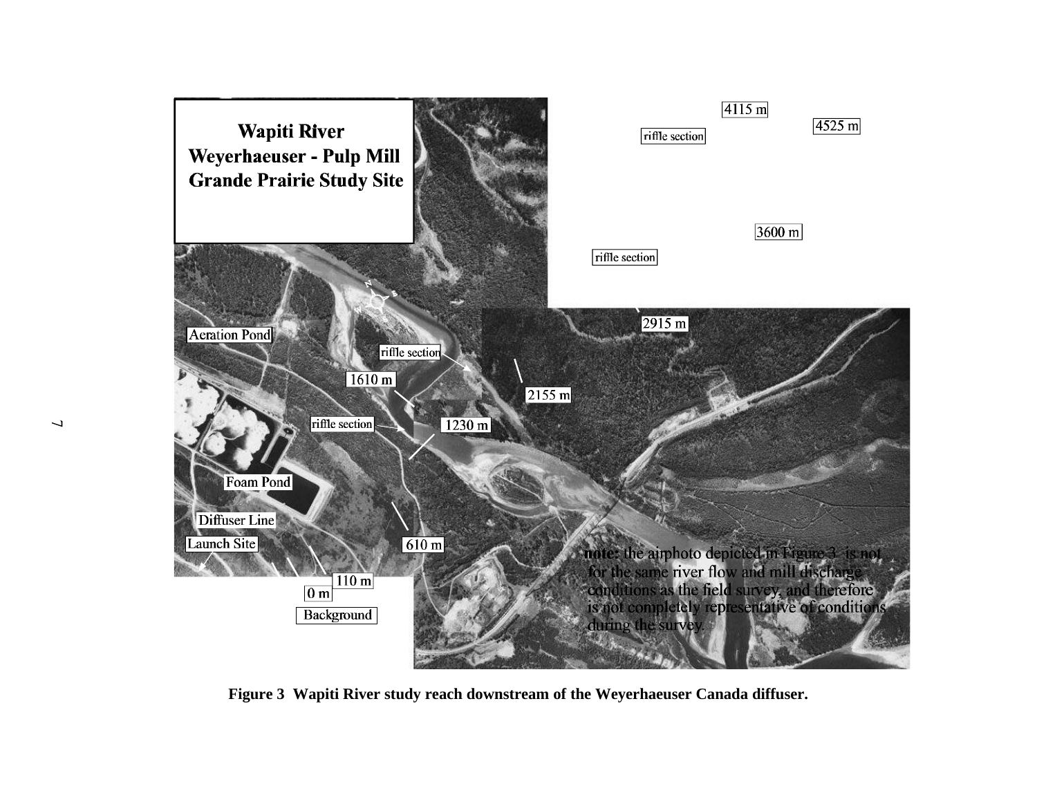Wapiti River
Weyerhaeuser - Pulp Mill
Grande Prairie Study Site

4115 m
4525 m
riffle section
3600 m
riffle section
2915 m
Aeration Pond
riffle section
1610 m
2155 m
riffle section
1230 m
Foam Pond
Diffuser Line
Launch Site
610 m
110 m
0 m
Background

**note:** the airphoto depicted in Figure 3 is not for the same river flow and mill discharge conditions as the field survey, and therefore is not completely representative of conditions during the survey.

**Figure 3 Wapiti River study reach downstream of the Weyerhaeuser Canada diffuser.**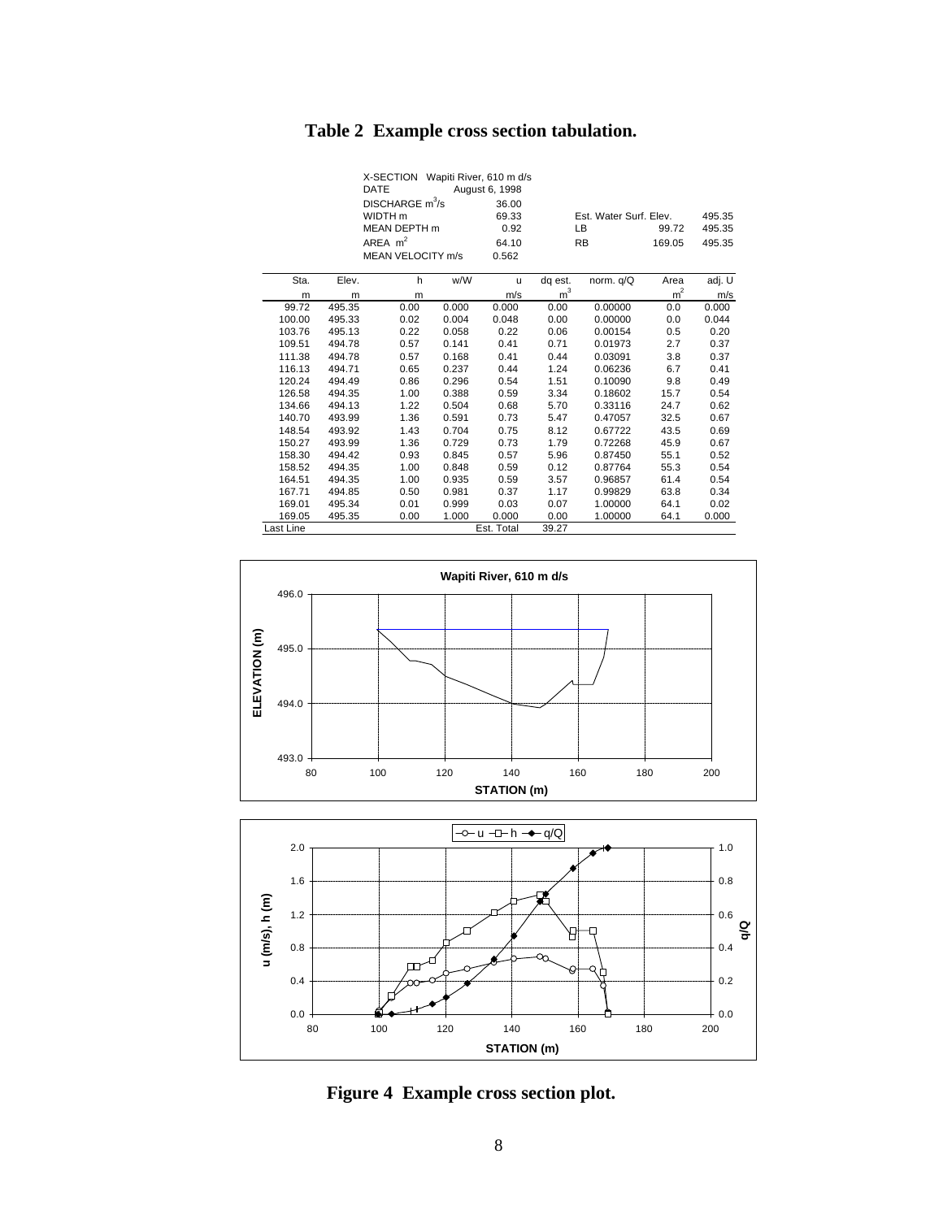**Table 2 Example cross section tabulation.**

| | | | |
|---|---|---|---|
| X-SECTION | Wapiti River, 610 m d/s | | |
| DATE | August 6, 1998 | | |
| DISCHARGE $m^3$/s | 36.00 | | |
| WIDTH m | 69.33 | Est. Water Surf. Elev. | 495.35 |
| MEAN DEPTH m | 0.92 | LB 99.72 | 495.35 |
| AREA $m^2$ | 64.10 | RB 169.05 | 495.35 |
| MEAN VELOCITY m/s | 0.562 | | |

| Sta. m | Elev. m | h m | w/W | u m/s | dq est. $m^3$ | norm. q/Q | Area $m^2$ | adj. U m/s |
|---|---|---|---|---|---|---|---|---|
| 99.72 | 495.35 | 0.00 | 0.000 | 0.000 | 0.00 | 0.00000 | 0.0 | 0.000 |
| 100.00 | 495.33 | 0.02 | 0.004 | 0.048 | 0.00 | 0.00000 | 0.0 | 0.044 |
| 103.76 | 495.13 | 0.22 | 0.058 | 0.22 | 0.06 | 0.00154 | 0.5 | 0.20 |
| 109.51 | 494.78 | 0.57 | 0.141 | 0.41 | 0.71 | 0.01973 | 2.7 | 0.37 |
| 111.38 | 494.78 | 0.57 | 0.168 | 0.41 | 0.44 | 0.03091 | 3.8 | 0.37 |
| 116.13 | 494.71 | 0.65 | 0.237 | 0.44 | 1.24 | 0.06236 | 6.7 | 0.41 |
| 120.24 | 494.49 | 0.86 | 0.296 | 0.54 | 1.51 | 0.10090 | 9.8 | 0.49 |
| 126.58 | 494.35 | 1.00 | 0.388 | 0.59 | 3.34 | 0.18602 | 15.7 | 0.54 |
| 134.66 | 494.13 | 1.22 | 0.504 | 0.68 | 5.70 | 0.33116 | 24.7 | 0.62 |
| 140.70 | 493.99 | 1.36 | 0.591 | 0.73 | 5.47 | 0.47057 | 32.5 | 0.67 |
| 148.54 | 493.92 | 1.43 | 0.704 | 0.75 | 8.12 | 0.67722 | 43.5 | 0.69 |
| 150.27 | 493.99 | 1.36 | 0.729 | 0.73 | 1.79 | 0.72268 | 45.9 | 0.67 |
| 158.30 | 494.42 | 0.93 | 0.845 | 0.57 | 5.96 | 0.87450 | 55.1 | 0.52 |
| 158.52 | 494.35 | 1.00 | 0.848 | 0.59 | 0.12 | 0.87764 | 55.3 | 0.54 |
| 164.51 | 494.35 | 1.00 | 0.935 | 0.59 | 3.57 | 0.96857 | 61.4 | 0.54 |
| 167.71 | 494.85 | 0.50 | 0.981 | 0.37 | 1.17 | 0.99829 | 63.8 | 0.34 |
| 169.01 | 495.34 | 0.01 | 0.999 | 0.03 | 0.07 | 1.00000 | 64.1 | 0.02 |
| 169.05 | 495.35 | 0.00 | 1.000 | 0.000 | 0.00 | 1.00000 | 64.1 | 0.000 |
| Last Line | | | | Est. Total | 39.27 | | | |

Wapiti River, 610 m d/s

ELEVATION (m)

496.0
495.0
494.0
493.0

80 100 120 140 160 180 200

STATION (m)

u h q/Q

u (m/s), h (m)

2.0
1.6
1.2
0.8
0.4
0.0

q/Q

1.0
0.8
0.6
0.4
0.2
0.0

80 100 120 140 160 180 200

STATION (m)

**Figure 4 Example cross section plot.**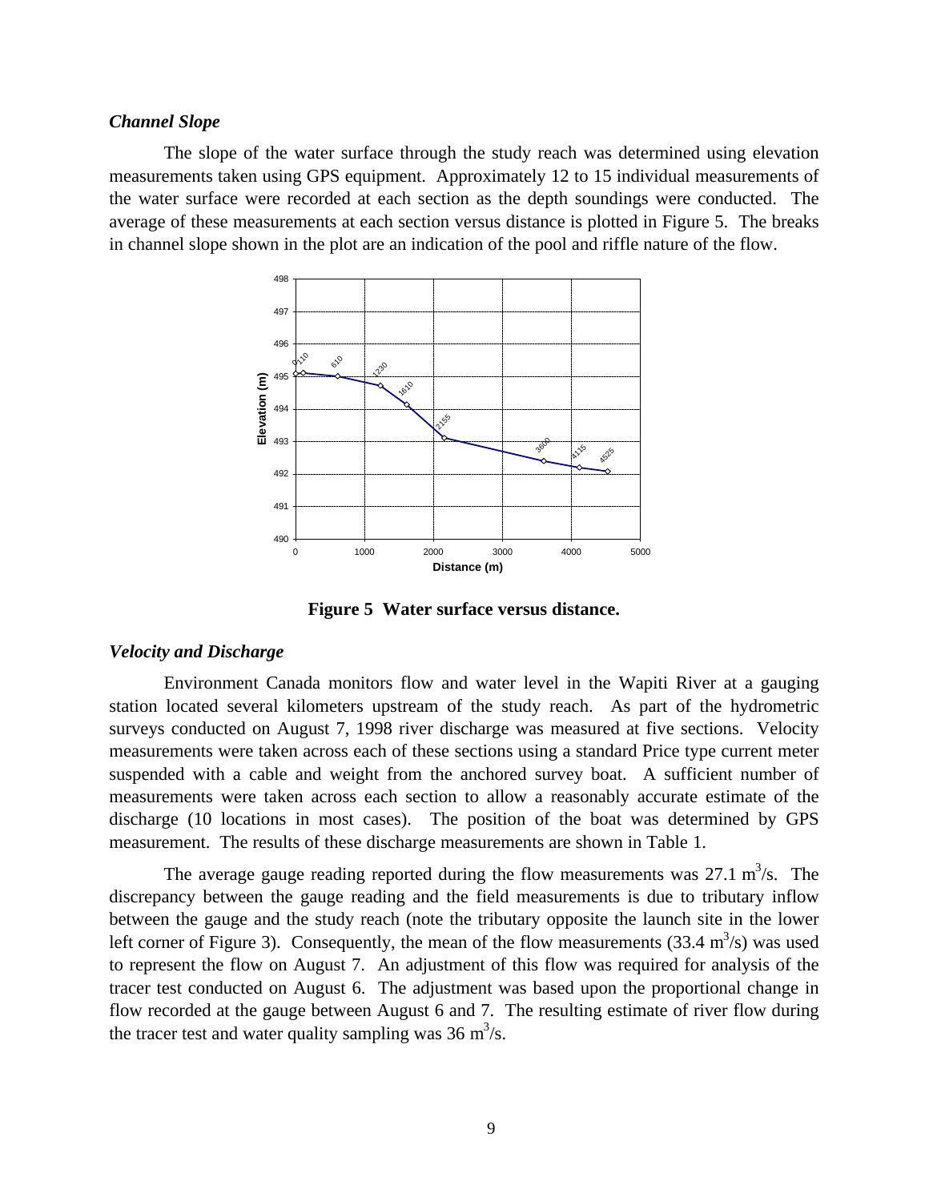***Channel Slope***

The slope of the water surface through the study reach was determined using elevation measurements taken using GPS equipment. Approximately 12 to 15 individual measurements of the water surface were recorded at each section as the depth soundings were conducted. The average of these measurements at each section versus distance is plotted in Figure 5. The breaks in channel slope shown in the plot are an indication of the pool and riffle nature of the flow.

Elevation (m)

498
497
496
495
494
493
492
491
490

0
110
610
1230
1610
2155
3600
4115
4525

0 1000 2000 3000 4000 5000

Distance (m)

**Figure 5 Water surface versus distance.**

***Velocity and Discharge***

Environment Canada monitors flow and water level in the Wapiti River at a gauging station located several kilometers upstream of the study reach. As part of the hydrometric surveys conducted on August 7, 1998 river discharge was measured at five sections. Velocity measurements were taken across each of these sections using a standard Price type current meter suspended with a cable and weight from the anchored survey boat. A sufficient number of measurements were taken across each section to allow a reasonably accurate estimate of the discharge (10 locations in most cases). The position of the boat was determined by GPS measurement. The results of these discharge measurements are shown in Table 1.

The average gauge reading reported during the flow measurements was 27.1 $m^3/s$. The discrepancy between the gauge reading and the field measurements is due to tributary inflow between the gauge and the study reach (note the tributary opposite the launch site in the lower left corner of Figure 3). Consequently, the mean of the flow measurements (33.4 $m^3/s$) was used to represent the flow on August 7. An adjustment of this flow was required for analysis of the tracer test conducted on August 6. The adjustment was based upon the proportional change in flow recorded at the gauge between August 6 and 7. The resulting estimate of river flow during the tracer test and water quality sampling was 36 $m^3/s$.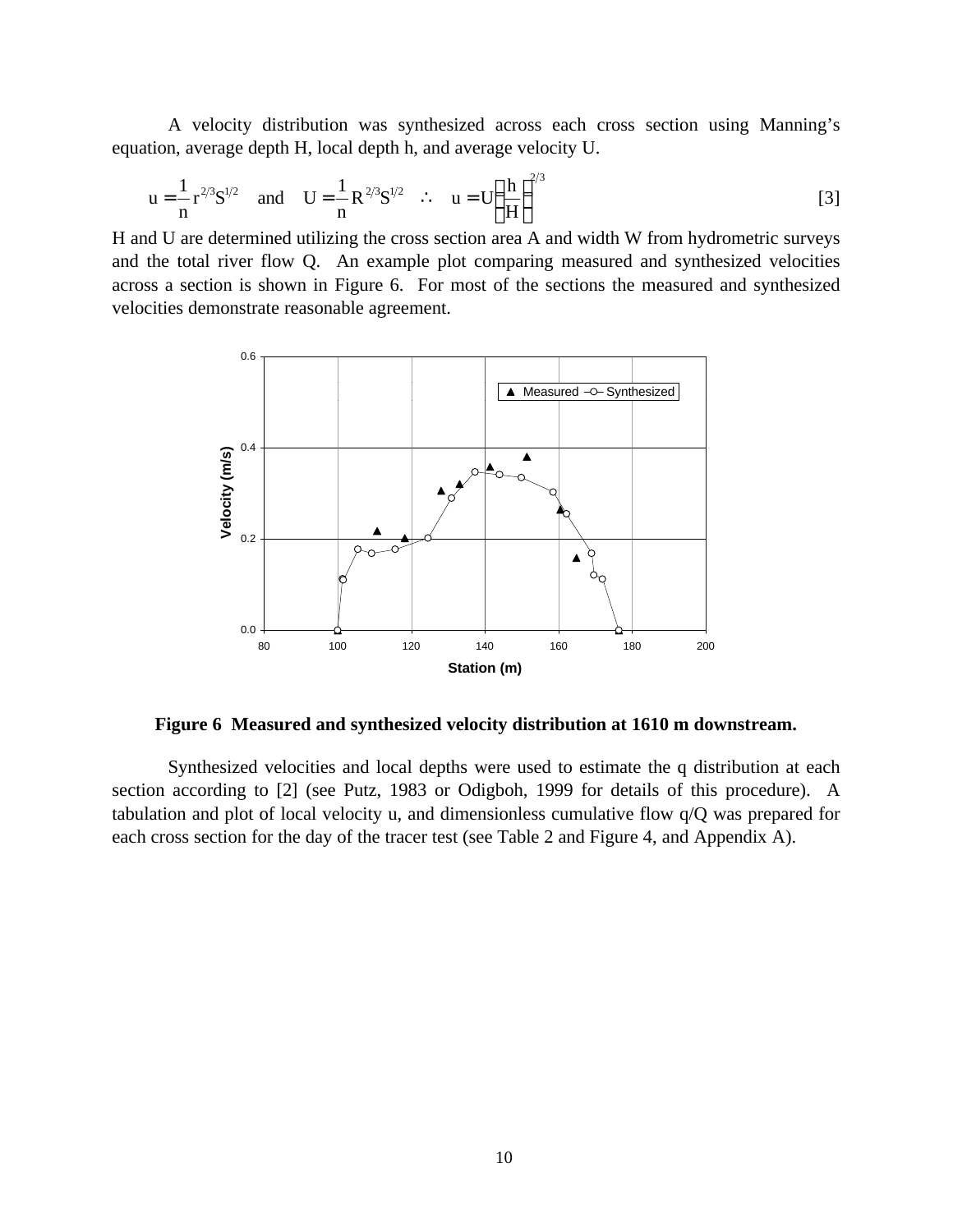A velocity distribution was synthesized across each cross section using Manning's equation, average depth H, local depth h, and average velocity U.

$$u = \frac{1}{n} r^{2/3} S^{1/2} \quad \text{and} \quad U = \frac{1}{n} R^{2/3} S^{1/2} \quad \therefore \quad u = U\left(\frac{h}{H}\right)^{2/3} \qquad [3]$$

H and U are determined utilizing the cross section area A and width W from hydrometric surveys and the total river flow Q. An example plot comparing measured and synthesized velocities across a section is shown in Figure 6. For most of the sections the measured and synthesized velocities demonstrate reasonable agreement.

0.6
0.4
0.2
0.0
Velocity (m/s)
80
100
120
140
160
180
200
Station (m)
Measured
Synthesized

**Figure 6 Measured and synthesized velocity distribution at 1610 m downstream.**

Synthesized velocities and local depths were used to estimate the q distribution at each section according to [2] (see Putz, 1983 or Odigboh, 1999 for details of this procedure). A tabulation and plot of local velocity u, and dimensionless cumulative flow q/Q was prepared for each cross section for the day of the tracer test (see Table 2 and Figure 4, and Appendix A).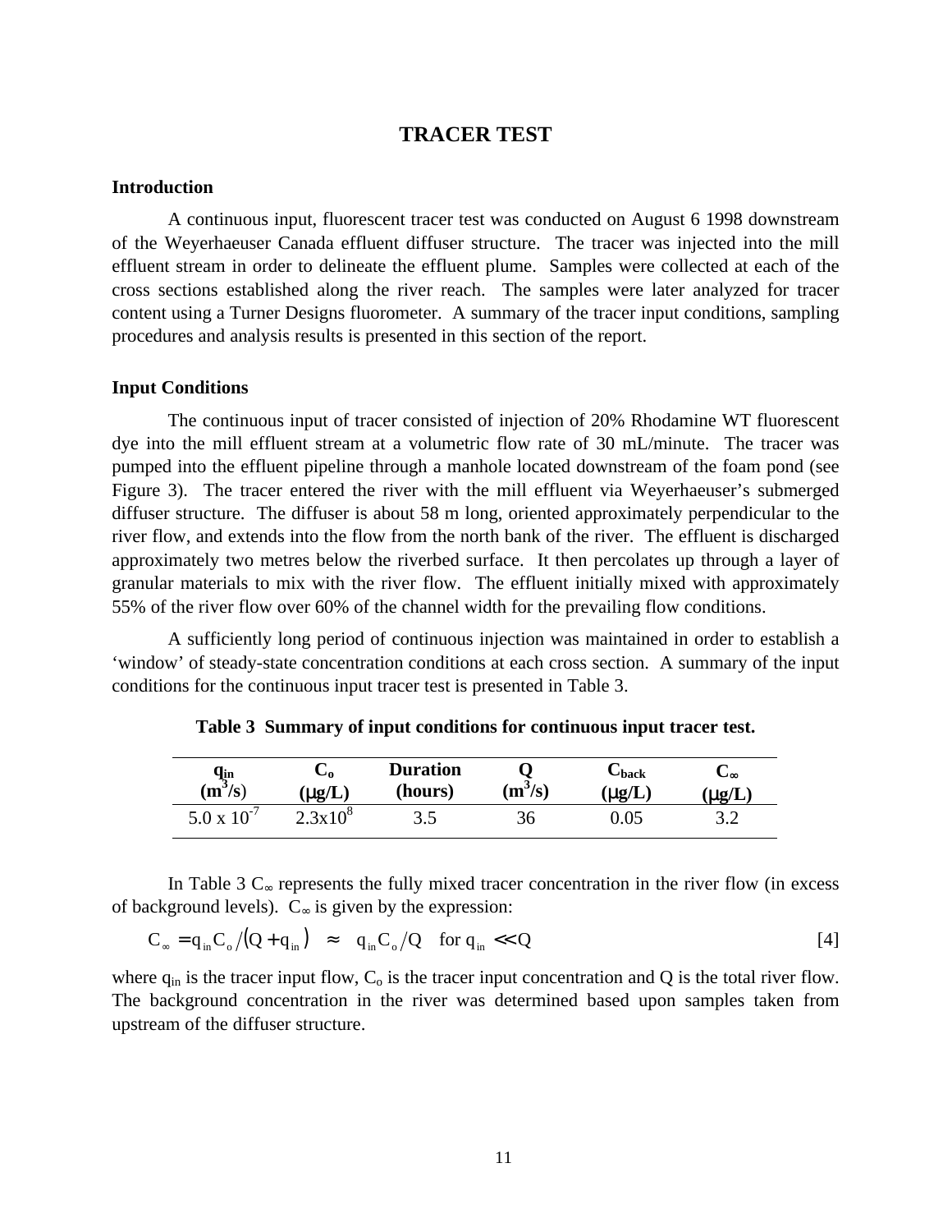# TRACER TEST

## Introduction

A continuous input, fluorescent tracer test was conducted on August 6 1998 downstream of the Weyerhaeuser Canada effluent diffuser structure. The tracer was injected into the mill effluent stream in order to delineate the effluent plume. Samples were collected at each of the cross sections established along the river reach. The samples were later analyzed for tracer content using a Turner Designs fluorometer. A summary of the tracer input conditions, sampling procedures and analysis results is presented in this section of the report.

## Input Conditions

The continuous input of tracer consisted of injection of 20% Rhodamine WT fluorescent dye into the mill effluent stream at a volumetric flow rate of 30 mL/minute. The tracer was pumped into the effluent pipeline through a manhole located downstream of the foam pond (see Figure 3). The tracer entered the river with the mill effluent via Weyerhaeuser's submerged diffuser structure. The diffuser is about 58 m long, oriented approximately perpendicular to the river flow, and extends into the flow from the north bank of the river. The effluent is discharged approximately two metres below the riverbed surface. It then percolates up through a layer of granular materials to mix with the river flow. The effluent initially mixed with approximately 55% of the river flow over 60% of the channel width for the prevailing flow conditions.

A sufficiently long period of continuous injection was maintained in order to establish a 'window' of steady-state concentration conditions at each cross section. A summary of the input conditions for the continuous input tracer test is presented in Table 3.

**Table 3 Summary of input conditions for continuous input tracer test.**

| $q_{in}$ ($m^3$/s) | $C_o$ ($\mu$g/L) | Duration (hours) | Q ($m^3$/s) | $C_{back}$ ($\mu$g/L) | $C_\infty$ ($\mu$g/L) |
|---|---|---|---|---|---|
| $5.0 \times 10^{-7}$ | $2.3 \times 10^{8}$ | 3.5 | 36 | 0.05 | 3.2 |

In Table 3 $C_\infty$ represents the fully mixed tracer concentration in the river flow (in excess of background levels). $C_\infty$ is given by the expression:

$$C_\infty = q_{in} C_o / (Q + q_{in}) \quad \approx \quad q_{in} C_o / Q \quad \text{for } q_{in} << Q \qquad [4]$$

where $q_{in}$ is the tracer input flow, $C_o$ is the tracer input concentration and Q is the total river flow. The background concentration in the river was determined based upon samples taken from upstream of the diffuser structure.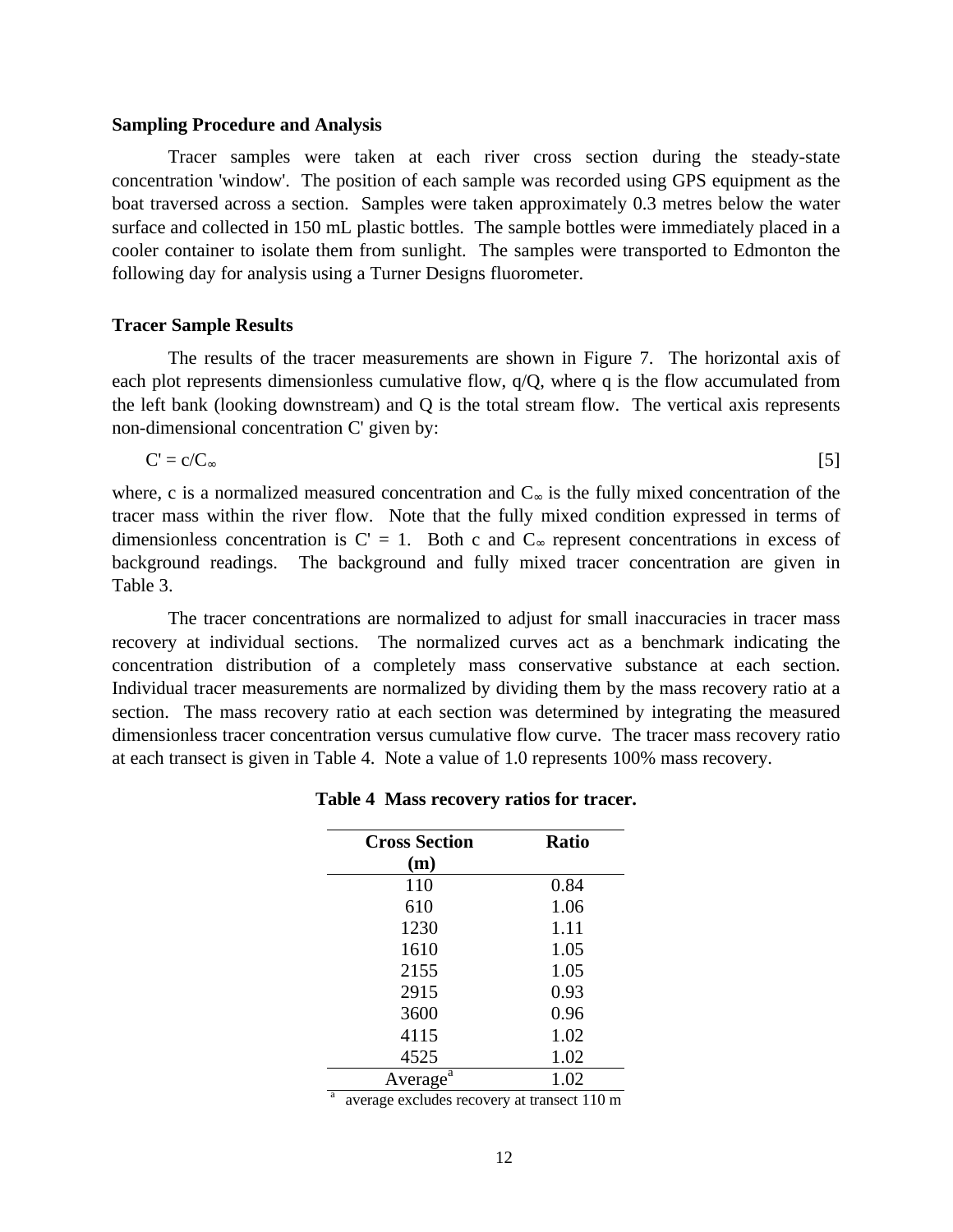**Sampling Procedure and Analysis**

Tracer samples were taken at each river cross section during the steady-state concentration 'window'. The position of each sample was recorded using GPS equipment as the boat traversed across a section. Samples were taken approximately 0.3 metres below the water surface and collected in 150 mL plastic bottles. The sample bottles were immediately placed in a cooler container to isolate them from sunlight. The samples were transported to Edmonton the following day for analysis using a Turner Designs fluorometer.

**Tracer Sample Results**

The results of the tracer measurements are shown in Figure 7. The horizontal axis of each plot represents dimensionless cumulative flow, $q/Q$, where $q$ is the flow accumulated from the left bank (looking downstream) and $Q$ is the total stream flow. The vertical axis represents non-dimensional concentration $C'$ given by:

$$C' = c/C_{\infty} \qquad [5]$$

where, $c$ is a normalized measured concentration and $C_{\infty}$ is the fully mixed concentration of the tracer mass within the river flow. Note that the fully mixed condition expressed in terms of dimensionless concentration is $C' = 1$. Both $c$ and $C_{\infty}$ represent concentrations in excess of background readings. The background and fully mixed tracer concentration are given in Table 3.

The tracer concentrations are normalized to adjust for small inaccuracies in tracer mass recovery at individual sections. The normalized curves act as a benchmark indicating the concentration distribution of a completely mass conservative substance at each section. Individual tracer measurements are normalized by dividing them by the mass recovery ratio at a section. The mass recovery ratio at each section was determined by integrating the measured dimensionless tracer concentration versus cumulative flow curve. The tracer mass recovery ratio at each transect is given in Table 4. Note a value of 1.0 represents 100% mass recovery.

**Table 4 Mass recovery ratios for tracer.**

| Cross Section (m) | Ratio |
|---|---|
| 110 | 0.84 |
| 610 | 1.06 |
| 1230 | 1.11 |
| 1610 | 1.05 |
| 2155 | 1.05 |
| 2915 | 0.93 |
| 3600 | 0.96 |
| 4115 | 1.02 |
| 4525 | 1.02 |
| Average[a] | 1.02 |

[a] average excludes recovery at transect 110 m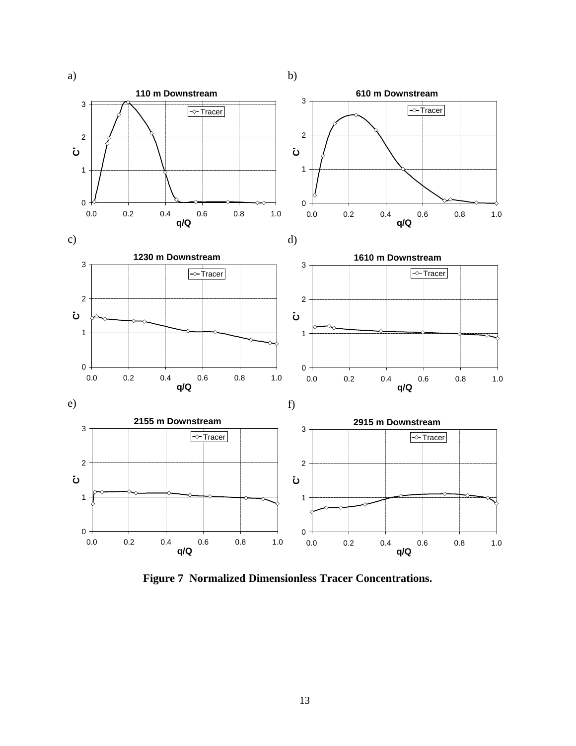a)

110 m Downstream

Tracer

C'

q/Q

0
1
2
3

0.0 0.2 0.4 0.6 0.8 1.0

b)

610 m Downstream

Tracer

C'

q/Q

0
1
2
3

0.0 0.2 0.4 0.6 0.8 1.0

c)

1230 m Downstream

Tracer

C'

q/Q

0
1
2
3

0.0 0.2 0.4 0.6 0.8 1.0

d)

1610 m Downstream

Tracer

C'

q/Q

0
1
2
3

0.0 0.2 0.4 0.6 0.8 1.0

e)

2155 m Downstream

Tracer

C'

q/Q

0
1
2
3

0.0 0.2 0.4 0.6 0.8 1.0

f)

2915 m Downstream

Tracer

C'

q/Q

0
1
2
3

0.0 0.2 0.4 0.6 0.8 1.0

**Figure 7 Normalized Dimensionless Tracer Concentrations.**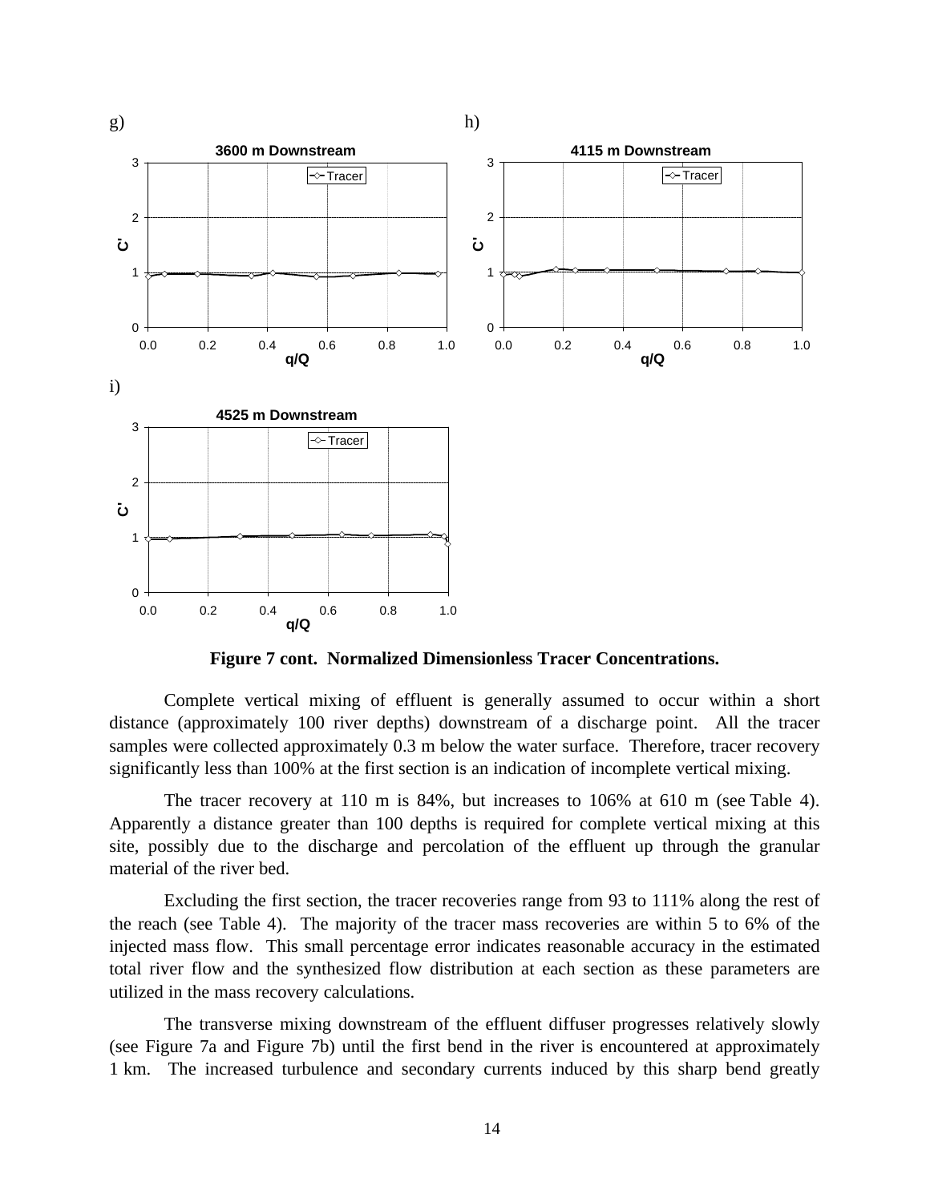g)

3600 m Downstream

Tracer

C'

q/Q

0 1 2 3

0.0 0.2 0.4 0.6 0.8 1.0

h)

4115 m Downstream

Tracer

C'

q/Q

0 1 2 3

0.0 0.2 0.4 0.6 0.8 1.0

i)

4525 m Downstream

Tracer

C'

q/Q

0 1 2 3

0.0 0.2 0.4 0.6 0.8 1.0

**Figure 7 cont. Normalized Dimensionless Tracer Concentrations.**

Complete vertical mixing of effluent is generally assumed to occur within a short distance (approximately 100 river depths) downstream of a discharge point. All the tracer samples were collected approximately 0.3 m below the water surface. Therefore, tracer recovery significantly less than 100% at the first section is an indication of incomplete vertical mixing.

The tracer recovery at 110 m is 84%, but increases to 106% at 610 m (see Table 4). Apparently a distance greater than 100 depths is required for complete vertical mixing at this site, possibly due to the discharge and percolation of the effluent up through the granular material of the river bed.

Excluding the first section, the tracer recoveries range from 93 to 111% along the rest of the reach (see Table 4). The majority of the tracer mass recoveries are within 5 to 6% of the injected mass flow. This small percentage error indicates reasonable accuracy in the estimated total river flow and the synthesized flow distribution at each section as these parameters are utilized in the mass recovery calculations.

The transverse mixing downstream of the effluent diffuser progresses relatively slowly (see Figure 7a and Figure 7b) until the first bend in the river is encountered at approximately 1 km. The increased turbulence and secondary currents induced by this sharp bend greatly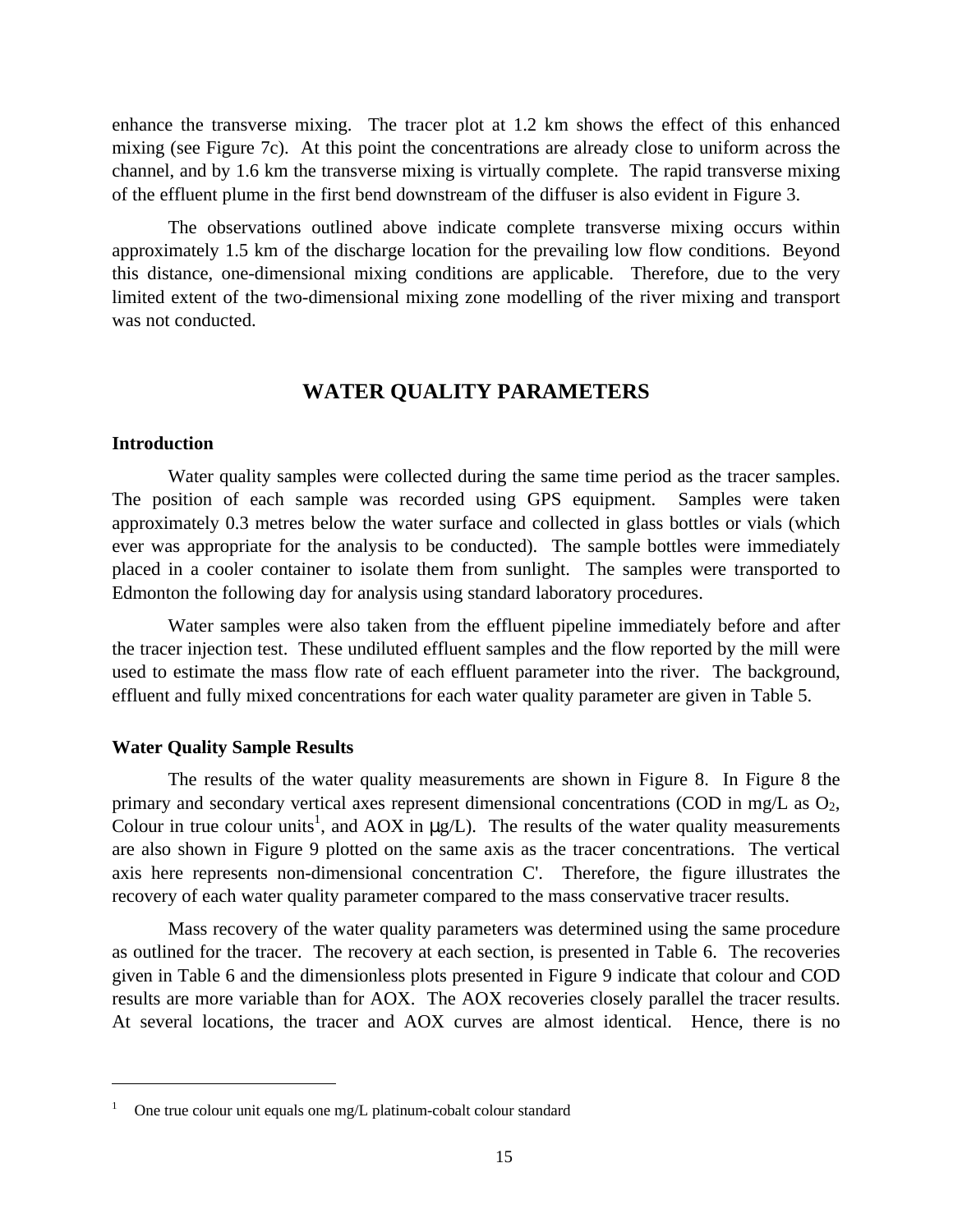enhance the transverse mixing. The tracer plot at 1.2 km shows the effect of this enhanced mixing (see Figure 7c). At this point the concentrations are already close to uniform across the channel, and by 1.6 km the transverse mixing is virtually complete. The rapid transverse mixing of the effluent plume in the first bend downstream of the diffuser is also evident in Figure 3.

The observations outlined above indicate complete transverse mixing occurs within approximately 1.5 km of the discharge location for the prevailing low flow conditions. Beyond this distance, one-dimensional mixing conditions are applicable. Therefore, due to the very limited extent of the two-dimensional mixing zone modelling of the river mixing and transport was not conducted.

## WATER QUALITY PARAMETERS

### Introduction

Water quality samples were collected during the same time period as the tracer samples. The position of each sample was recorded using GPS equipment. Samples were taken approximately 0.3 metres below the water surface and collected in glass bottles or vials (which ever was appropriate for the analysis to be conducted). The sample bottles were immediately placed in a cooler container to isolate them from sunlight. The samples were transported to Edmonton the following day for analysis using standard laboratory procedures.

Water samples were also taken from the effluent pipeline immediately before and after the tracer injection test. These undiluted effluent samples and the flow reported by the mill were used to estimate the mass flow rate of each effluent parameter into the river. The background, effluent and fully mixed concentrations for each water quality parameter are given in Table 5.

### Water Quality Sample Results

The results of the water quality measurements are shown in Figure 8. In Figure 8 the primary and secondary vertical axes represent dimensional concentrations (COD in mg/L as $O_2$, Colour in true colour units[1], and AOX in μg/L). The results of the water quality measurements are also shown in Figure 9 plotted on the same axis as the tracer concentrations. The vertical axis here represents non-dimensional concentration C'. Therefore, the figure illustrates the recovery of each water quality parameter compared to the mass conservative tracer results.

Mass recovery of the water quality parameters was determined using the same procedure as outlined for the tracer. The recovery at each section, is presented in Table 6. The recoveries given in Table 6 and the dimensionless plots presented in Figure 9 indicate that colour and COD results are more variable than for AOX. The AOX recoveries closely parallel the tracer results. At several locations, the tracer and AOX curves are almost identical. Hence, there is no

---

[1] One true colour unit equals one mg/L platinum-cobalt colour standard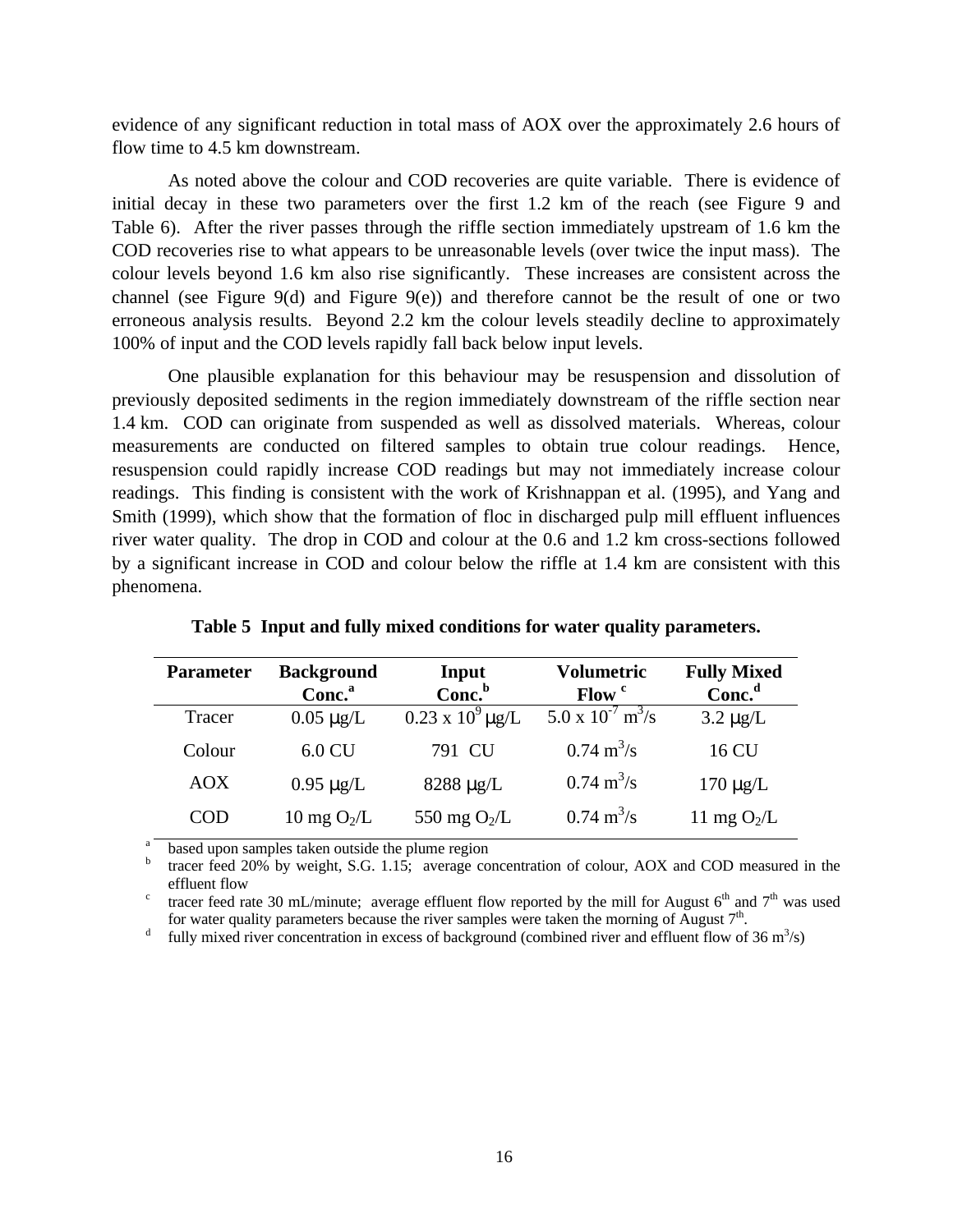evidence of any significant reduction in total mass of AOX over the approximately 2.6 hours of flow time to 4.5 km downstream.

As noted above the colour and COD recoveries are quite variable. There is evidence of initial decay in these two parameters over the first 1.2 km of the reach (see Figure 9 and Table 6). After the river passes through the riffle section immediately upstream of 1.6 km the COD recoveries rise to what appears to be unreasonable levels (over twice the input mass). The colour levels beyond 1.6 km also rise significantly. These increases are consistent across the channel (see Figure 9(d) and Figure 9(e)) and therefore cannot be the result of one or two erroneous analysis results. Beyond 2.2 km the colour levels steadily decline to approximately 100% of input and the COD levels rapidly fall back below input levels.

One plausible explanation for this behaviour may be resuspension and dissolution of previously deposited sediments in the region immediately downstream of the riffle section near 1.4 km. COD can originate from suspended as well as dissolved materials. Whereas, colour measurements are conducted on filtered samples to obtain true colour readings. Hence, resuspension could rapidly increase COD readings but may not immediately increase colour readings. This finding is consistent with the work of Krishnappan et al. (1995), and Yang and Smith (1999), which show that the formation of floc in discharged pulp mill effluent influences river water quality. The drop in COD and colour at the 0.6 and 1.2 km cross-sections followed by a significant increase in COD and colour below the riffle at 1.4 km are consistent with this phenomena.

**Table 5 Input and fully mixed conditions for water quality parameters.**

| Parameter | Background Conc.[a] | Input Conc.[b] | Volumetric Flow [c] | Fully Mixed Conc.[d] |
|---|---|---|---|---|
| Tracer | 0.05 μg/L | $0.23 \times 10^9$ μg/L | $5.0 \times 10^{-7}$ $m^3/s$ | 3.2 μg/L |
| Colour | 6.0 CU | 791 CU | 0.74 $m^3/s$ | 16 CU |
| AOX | 0.95 μg/L | 8288 μg/L | 0.74 $m^3/s$ | 170 μg/L |
| COD | 10 mg $O_2$/L | 550 mg $O_2$/L | 0.74 $m^3/s$ | 11 mg $O_2$/L |

[a] based upon samples taken outside the plume region

[b] tracer feed 20% by weight, S.G. 1.15; average concentration of colour, AOX and COD measured in the effluent flow

[c] tracer feed rate 30 mL/minute; average effluent flow reported by the mill for August 6th and 7th was used for water quality parameters because the river samples were taken the morning of August 7th.

[d] fully mixed river concentration in excess of background (combined river and effluent flow of 36 $m^3/s$)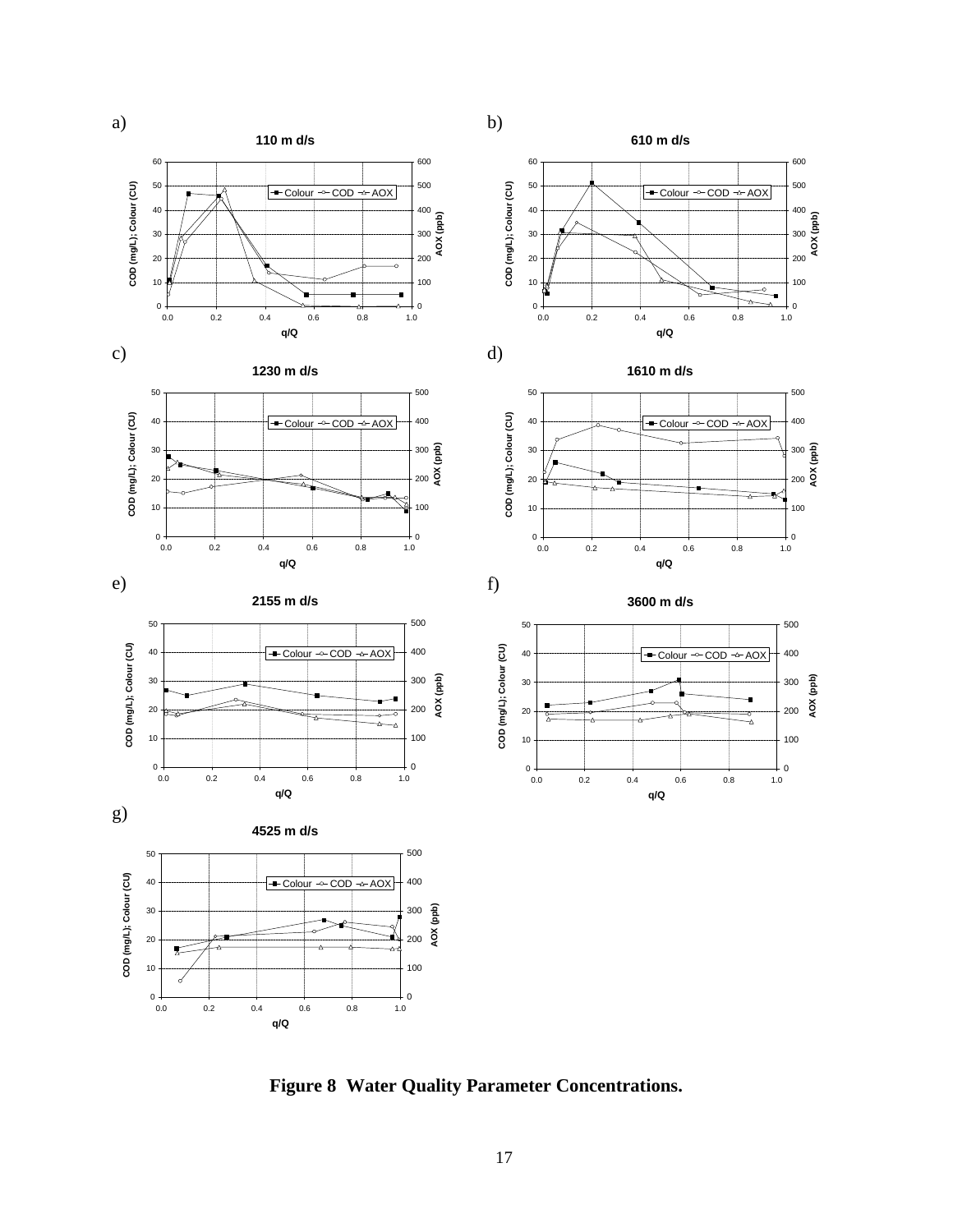a)

**110 m d/s**

COD (mg/L); Colour (CU)

AOX (ppb)

q/Q

Colour COD AOX

0 10 20 30 40 50 60

0 100 200 300 400 500 600

0.0 0.2 0.4 0.6 0.8 1.0

b)

**610 m d/s**

COD (mg/L); Colour (CU)

AOX (ppb)

q/Q

Colour COD AOX

0 10 20 30 40 50 60

0 100 200 300 400 500 600

0.0 0.2 0.4 0.6 0.8 1.0

c)

**1230 m d/s**

COD (mg/L); Colour (CU)

AOX (ppb)

q/Q

Colour COD AOX

0 10 20 30 40 50

0 100 200 300 400 500

0.0 0.2 0.4 0.6 0.8 1.0

d)

**1610 m d/s**

COD (mg/L); Colour (CU)

AOX (ppb)

q/Q

Colour COD AOX

0 10 20 30 40 50

0 100 200 300 400 500

0.0 0.2 0.4 0.6 0.8 1.0

e)

**2155 m d/s**

COD (mg/L); Colour (CU)

AOX (ppb)

q/Q

Colour COD AOX

0 10 20 30 40 50

0 100 200 300 400 500

0.0 0.2 0.4 0.6 0.8 1.0

f)

**3600 m d/s**

COD (mg/L); Colour (CU)

AOX (ppb)

q/Q

Colour COD AOX

0 10 20 30 40 50

0 100 200 300 400 500

0.0 0.2 0.4 0.6 0.8 1.0

g)

**4525 m d/s**

COD (mg/L); Colour (CU)

AOX (ppb)

q/Q

Colour COD AOX

0 10 20 30 40 50

0 100 200 300 400 500

0.0 0.2 0.4 0.6 0.8 1.0

**Figure 8 Water Quality Parameter Concentrations.**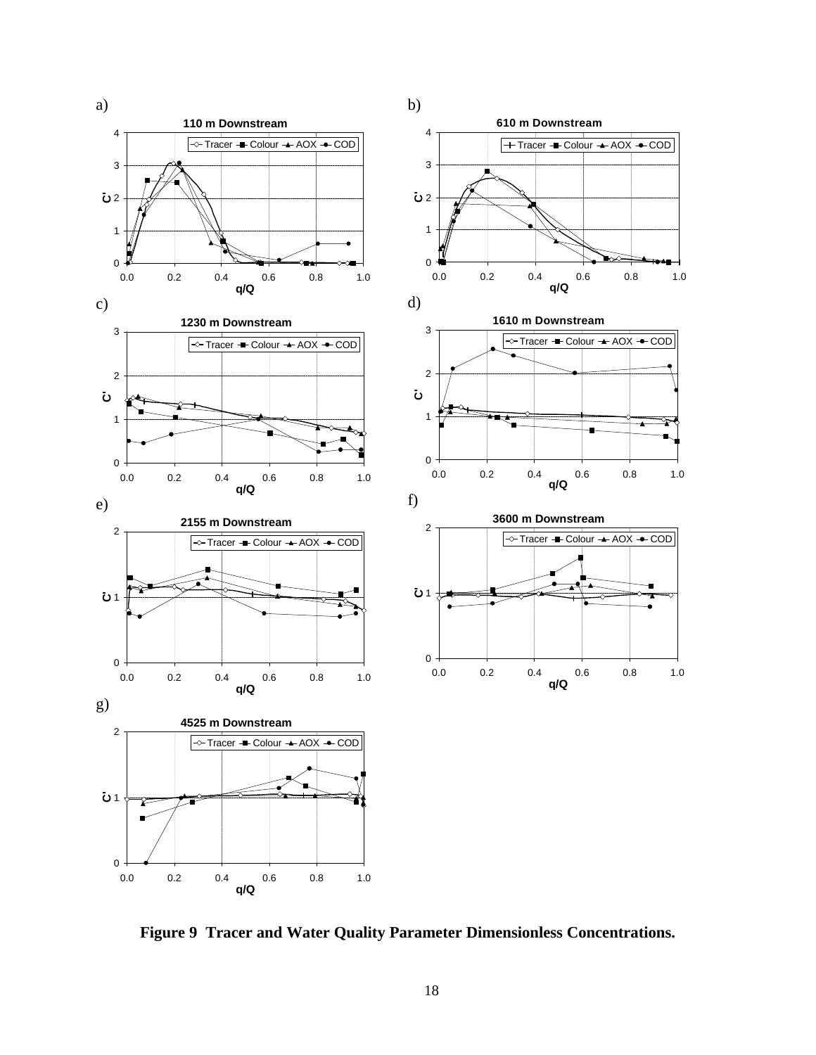a)

110 m Downstream

Tracer Colour AOX COD

C'

q/Q

b)

610 m Downstream

Tracer Colour AOX COD

C'

q/Q

c)

1230 m Downstream

Tracer Colour AOX COD

C'

q/Q

d)

1610 m Downstream

Tracer Colour AOX COD

C'

q/Q

e)

2155 m Downstream

Tracer Colour AOX COD

C'

q/Q

f)

3600 m Downstream

Tracer Colour AOX COD

C'

q/Q

g)

4525 m Downstream

Tracer Colour AOX COD

C'

q/Q

**Figure 9 Tracer and Water Quality Parameter Dimensionless Concentrations.**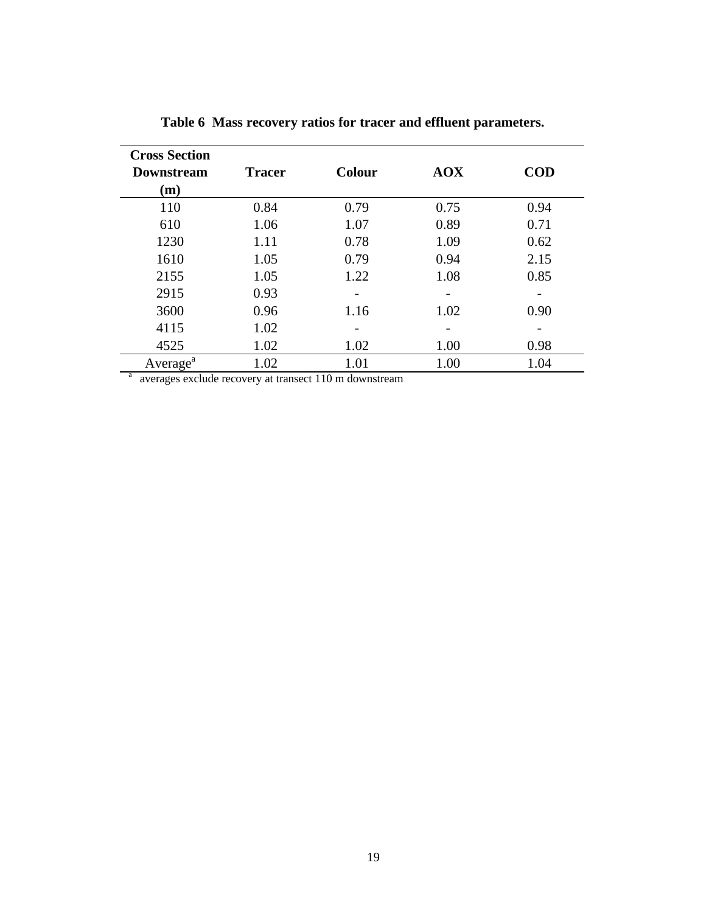**Table 6 Mass recovery ratios for tracer and effluent parameters.**

| Cross Section Downstream (m) | Tracer | Colour | AOX | COD |
|---|---|---|---|---|
| 110 | 0.84 | 0.79 | 0.75 | 0.94 |
| 610 | 1.06 | 1.07 | 0.89 | 0.71 |
| 1230 | 1.11 | 0.78 | 1.09 | 0.62 |
| 1610 | 1.05 | 0.79 | 0.94 | 2.15 |
| 2155 | 1.05 | 1.22 | 1.08 | 0.85 |
| 2915 | 0.93 | - | - | - |
| 3600 | 0.96 | 1.16 | 1.02 | 0.90 |
| 4115 | 1.02 | - | - | - |
| 4525 | 1.02 | 1.02 | 1.00 | 0.98 |
| Average[a] | 1.02 | 1.01 | 1.00 | 1.04 |

[a] averages exclude recovery at transect 110 m downstream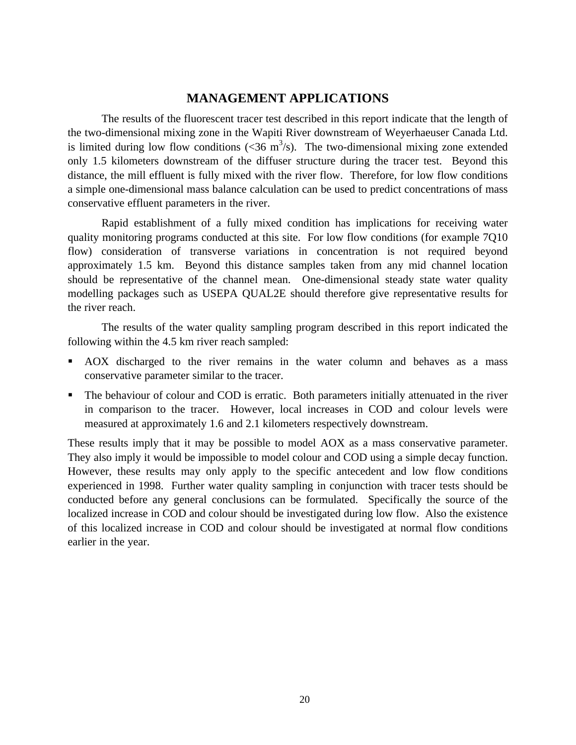# MANAGEMENT APPLICATIONS

The results of the fluorescent tracer test described in this report indicate that the length of the two-dimensional mixing zone in the Wapiti River downstream of Weyerhaeuser Canada Ltd. is limited during low flow conditions (<36 $m^3/s$). The two-dimensional mixing zone extended only 1.5 kilometers downstream of the diffuser structure during the tracer test. Beyond this distance, the mill effluent is fully mixed with the river flow. Therefore, for low flow conditions a simple one-dimensional mass balance calculation can be used to predict concentrations of mass conservative effluent parameters in the river.

Rapid establishment of a fully mixed condition has implications for receiving water quality monitoring programs conducted at this site. For low flow conditions (for example 7Q10 flow) consideration of transverse variations in concentration is not required beyond approximately 1.5 km. Beyond this distance samples taken from any mid channel location should be representative of the channel mean. One-dimensional steady state water quality modelling packages such as USEPA QUAL2E should therefore give representative results for the river reach.

The results of the water quality sampling program described in this report indicated the following within the 4.5 km river reach sampled:

- AOX discharged to the river remains in the water column and behaves as a mass conservative parameter similar to the tracer.
- The behaviour of colour and COD is erratic. Both parameters initially attenuated in the river in comparison to the tracer. However, local increases in COD and colour levels were measured at approximately 1.6 and 2.1 kilometers respectively downstream.

These results imply that it may be possible to model AOX as a mass conservative parameter. They also imply it would be impossible to model colour and COD using a simple decay function. However, these results may only apply to the specific antecedent and low flow conditions experienced in 1998. Further water quality sampling in conjunction with tracer tests should be conducted before any general conclusions can be formulated. Specifically the source of the localized increase in COD and colour should be investigated during low flow. Also the existence of this localized increase in COD and colour should be investigated at normal flow conditions earlier in the year.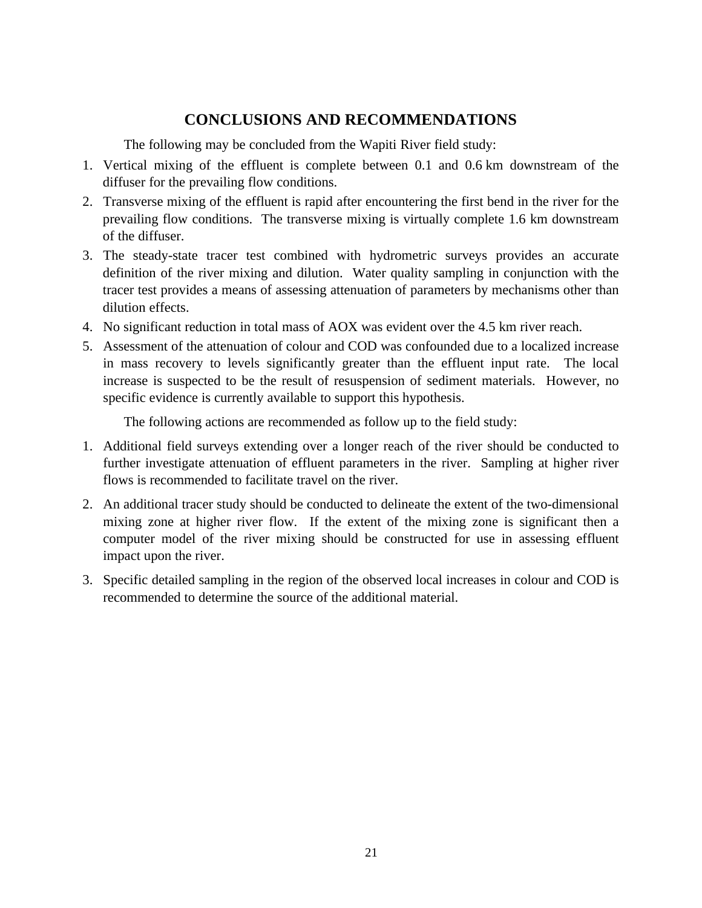## CONCLUSIONS AND RECOMMENDATIONS

The following may be concluded from the Wapiti River field study:

1. Vertical mixing of the effluent is complete between 0.1 and 0.6 km downstream of the diffuser for the prevailing flow conditions.
2. Transverse mixing of the effluent is rapid after encountering the first bend in the river for the prevailing flow conditions. The transverse mixing is virtually complete 1.6 km downstream of the diffuser.
3. The steady-state tracer test combined with hydrometric surveys provides an accurate definition of the river mixing and dilution. Water quality sampling in conjunction with the tracer test provides a means of assessing attenuation of parameters by mechanisms other than dilution effects.
4. No significant reduction in total mass of AOX was evident over the 4.5 km river reach.
5. Assessment of the attenuation of colour and COD was confounded due to a localized increase in mass recovery to levels significantly greater than the effluent input rate. The local increase is suspected to be the result of resuspension of sediment materials. However, no specific evidence is currently available to support this hypothesis.

The following actions are recommended as follow up to the field study:

1. Additional field surveys extending over a longer reach of the river should be conducted to further investigate attenuation of effluent parameters in the river. Sampling at higher river flows is recommended to facilitate travel on the river.
2. An additional tracer study should be conducted to delineate the extent of the two-dimensional mixing zone at higher river flow. If the extent of the mixing zone is significant then a computer model of the river mixing should be constructed for use in assessing effluent impact upon the river.
3. Specific detailed sampling in the region of the observed local increases in colour and COD is recommended to determine the source of the additional material.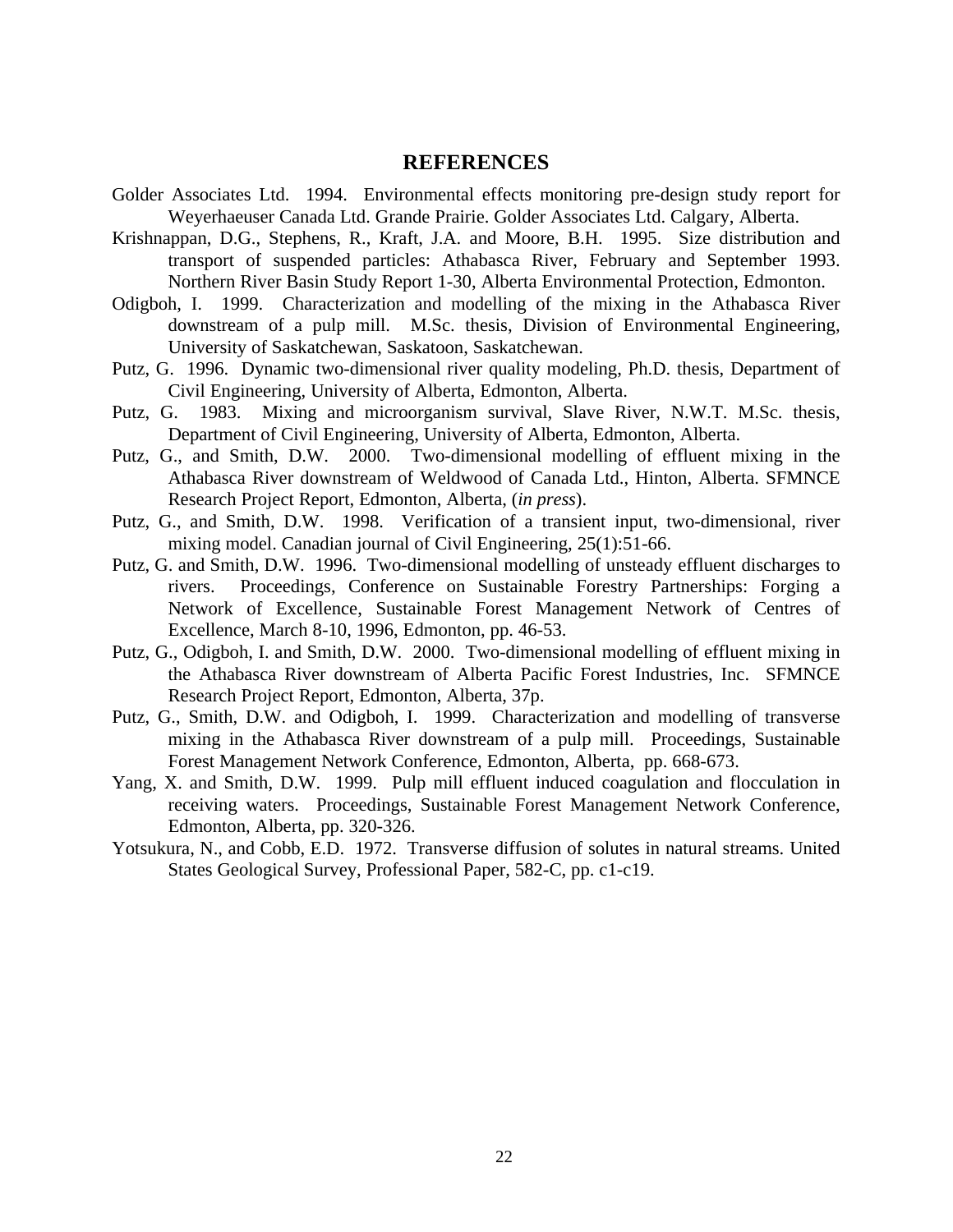# REFERENCES

Golder Associates Ltd. 1994. Environmental effects monitoring pre-design study report for Weyerhaeuser Canada Ltd. Grande Prairie. Golder Associates Ltd. Calgary, Alberta.

Krishnappan, D.G., Stephens, R., Kraft, J.A. and Moore, B.H. 1995. Size distribution and transport of suspended particles: Athabasca River, February and September 1993. Northern River Basin Study Report 1-30, Alberta Environmental Protection, Edmonton.

Odigboh, I. 1999. Characterization and modelling of the mixing in the Athabasca River downstream of a pulp mill. M.Sc. thesis, Division of Environmental Engineering, University of Saskatchewan, Saskatoon, Saskatchewan.

Putz, G. 1996. Dynamic two-dimensional river quality modeling, Ph.D. thesis, Department of Civil Engineering, University of Alberta, Edmonton, Alberta.

Putz, G. 1983. Mixing and microorganism survival, Slave River, N.W.T. M.Sc. thesis, Department of Civil Engineering, University of Alberta, Edmonton, Alberta.

Putz, G., and Smith, D.W. 2000. Two-dimensional modelling of effluent mixing in the Athabasca River downstream of Weldwood of Canada Ltd., Hinton, Alberta. SFMNCE Research Project Report, Edmonton, Alberta, (*in press*).

Putz, G., and Smith, D.W. 1998. Verification of a transient input, two-dimensional, river mixing model. Canadian journal of Civil Engineering, 25(1):51-66.

Putz, G. and Smith, D.W. 1996. Two-dimensional modelling of unsteady effluent discharges to rivers. Proceedings, Conference on Sustainable Forestry Partnerships: Forging a Network of Excellence, Sustainable Forest Management Network of Centres of Excellence, March 8-10, 1996, Edmonton, pp. 46-53.

Putz, G., Odigboh, I. and Smith, D.W. 2000. Two-dimensional modelling of effluent mixing in the Athabasca River downstream of Alberta Pacific Forest Industries, Inc. SFMNCE Research Project Report, Edmonton, Alberta, 37p.

Putz, G., Smith, D.W. and Odigboh, I. 1999. Characterization and modelling of transverse mixing in the Athabasca River downstream of a pulp mill. Proceedings, Sustainable Forest Management Network Conference, Edmonton, Alberta, pp. 668-673.

Yang, X. and Smith, D.W. 1999. Pulp mill effluent induced coagulation and flocculation in receiving waters. Proceedings, Sustainable Forest Management Network Conference, Edmonton, Alberta, pp. 320-326.

Yotsukura, N., and Cobb, E.D. 1972. Transverse diffusion of solutes in natural streams. United States Geological Survey, Professional Paper, 582-C, pp. c1-c19.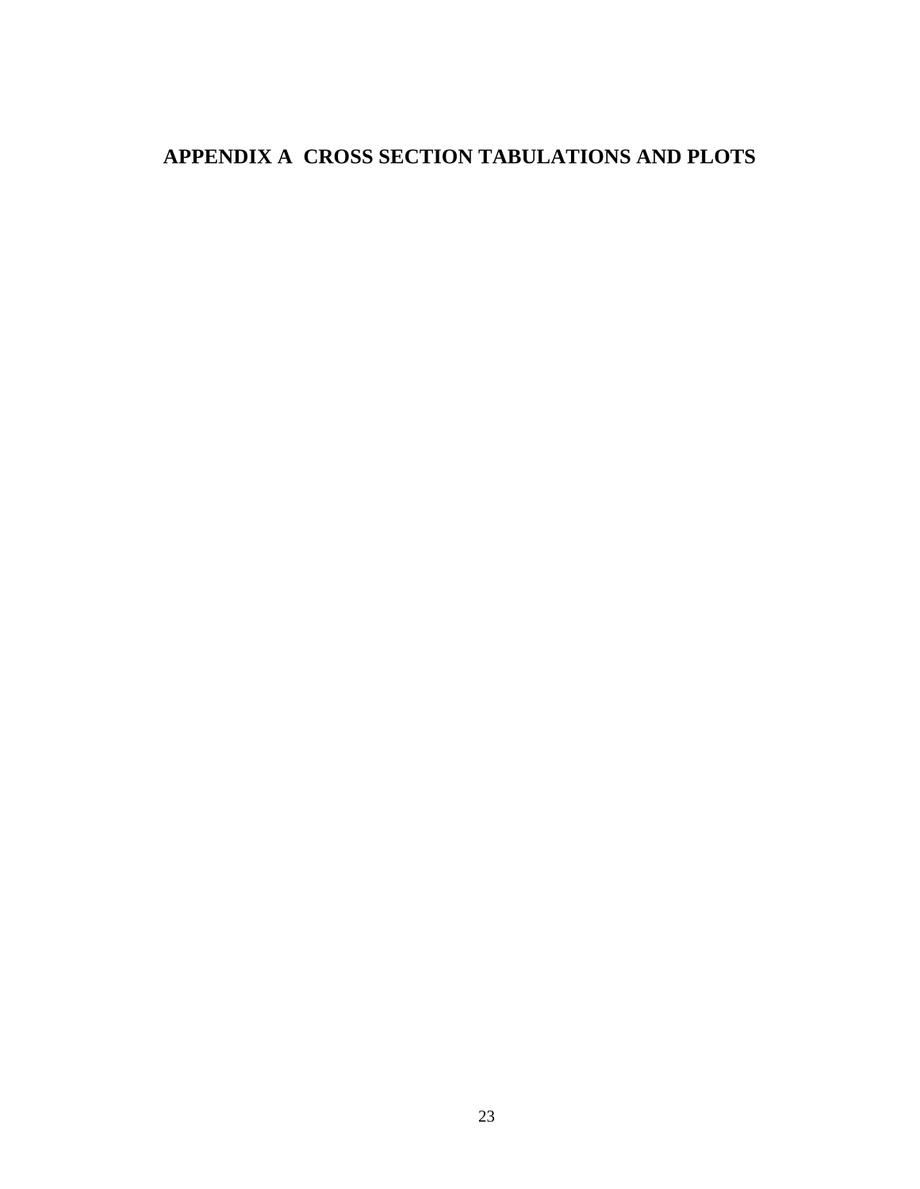# APPENDIX A CROSS SECTION TABULATIONS AND PLOTS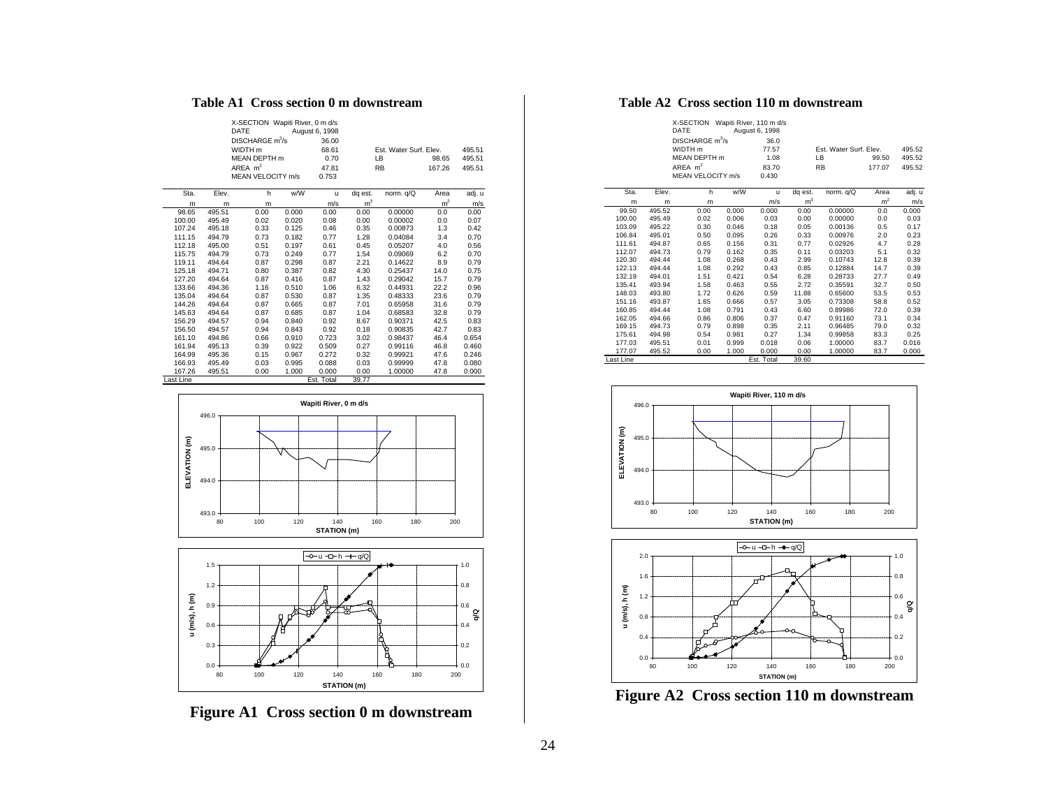## Table A1 Cross section 0 m downstream

X-SECTION Wapiti River, 0 m d/s
DATE August 6, 1998
DISCHARGE $m^3$/s 36.00
WIDTH m 68.61
MEAN DEPTH m 0.70
AREA $m^2$ 47.81
MEAN VELOCITY m/s 0.753

Est. Water Surf. Elev. 495.51
LB 98.65 495.51
RB 167.26 495.51

| Sta. | Elev. | h | w/W | u | dq est. | norm. q/Q | Area | adj. u |
|---|---|---|---|---|---|---|---|---|
| m | m | m | | m/s | $m^3$ | | $m^2$ | m/s |
| 98.65 | 495.51 | 0.00 | 0.000 | 0.00 | 0.00 | 0.00000 | 0.0 | 0.00 |
| 100.00 | 495.49 | 0.02 | 0.020 | 0.08 | 0.00 | 0.00002 | 0.0 | 0.07 |
| 107.24 | 495.18 | 0.33 | 0.125 | 0.46 | 0.35 | 0.00873 | 1.3 | 0.42 |
| 111.15 | 494.79 | 0.73 | 0.182 | 0.77 | 1.28 | 0.04084 | 3.4 | 0.70 |
| 112.18 | 495.00 | 0.51 | 0.197 | 0.61 | 0.45 | 0.05207 | 4.0 | 0.56 |
| 115.75 | 494.79 | 0.73 | 0.249 | 0.77 | 1.54 | 0.09069 | 6.2 | 0.70 |
| 119.11 | 494.64 | 0.87 | 0.298 | 0.87 | 2.21 | 0.14622 | 8.9 | 0.79 |
| 125.18 | 494.71 | 0.80 | 0.387 | 0.82 | 4.30 | 0.25437 | 14.0 | 0.75 |
| 127.20 | 494.64 | 0.87 | 0.416 | 0.87 | 1.43 | 0.29042 | 15.7 | 0.79 |
| 133.66 | 494.36 | 1.16 | 0.510 | 1.06 | 6.32 | 0.44931 | 22.2 | 0.96 |
| 135.04 | 494.64 | 0.87 | 0.530 | 0.87 | 1.35 | 0.48333 | 23.6 | 0.79 |
| 144.26 | 494.64 | 0.87 | 0.665 | 0.87 | 7.01 | 0.65958 | 31.6 | 0.79 |
| 145.63 | 494.64 | 0.87 | 0.685 | 0.87 | 1.04 | 0.68583 | 32.8 | 0.79 |
| 156.29 | 494.57 | 0.94 | 0.840 | 0.92 | 8.67 | 0.90371 | 42.5 | 0.83 |
| 156.50 | 494.57 | 0.94 | 0.843 | 0.92 | 0.18 | 0.90835 | 42.7 | 0.83 |
| 161.10 | 494.86 | 0.66 | 0.910 | 0.723 | 3.02 | 0.98437 | 46.4 | 0.654 |
| 161.94 | 495.13 | 0.39 | 0.922 | 0.509 | 0.27 | 0.99116 | 46.8 | 0.460 |
| 164.99 | 495.36 | 0.15 | 0.967 | 0.272 | 0.32 | 0.99921 | 47.6 | 0.246 |
| 166.93 | 495.49 | 0.03 | 0.995 | 0.088 | 0.03 | 0.99999 | 47.8 | 0.080 |
| 167.26 | 495.51 | 0.00 | 1.000 | 0.000 | 0.00 | 1.00000 | 47.8 | 0.000 |
| Last Line | | | | Est. Total | 39.77 | | | |

Wapiti River, 0 m d/s
ELEVATION (m)
496.0
495.0
494.0
493.0
80 100 120 140 160 180 200
STATION (m)

u h q/Q
u (m/s), h (m)
1.5
1.2
0.9
0.6
0.3
0.0
q/Q
1.0
0.8
0.6
0.4
0.2
0.0
80 100 120 140 160 180 200
STATION (m)

**Figure A1 Cross section 0 m downstream**

## Table A2 Cross section 110 m downstream

X-SECTION Wapiti River, 110 m d/s
DATE August 6, 1998
DISCHARGE $m^3$/s 36.0
WIDTH m 77.57
MEAN DEPTH m 1.08
AREA $m^2$ 83.70
MEAN VELOCITY m/s 0.430

Est. Water Surf. Elev. 495.52
LB 99.50 495.52
RB 177.07 495.52

| Sta. | Elev. | h | w/W | u | dq est. | norm. q/Q | Area | adj. u |
|---|---|---|---|---|---|---|---|---|
| m | m | m | | m/s | $m^3$ | | $m^2$ | m/s |
| 99.50 | 495.52 | 0.00 | 0.000 | 0.000 | 0.00 | 0.00000 | 0.0 | 0.000 |
| 100.00 | 495.49 | 0.02 | 0.006 | 0.03 | 0.00 | 0.00000 | 0.0 | 0.03 |
| 103.09 | 495.22 | 0.30 | 0.046 | 0.18 | 0.05 | 0.00136 | 0.5 | 0.17 |
| 106.84 | 495.01 | 0.50 | 0.095 | 0.26 | 0.33 | 0.00976 | 2.0 | 0.23 |
| 111.61 | 494.87 | 0.65 | 0.156 | 0.31 | 0.77 | 0.02926 | 4.7 | 0.28 |
| 112.07 | 494.73 | 0.79 | 0.162 | 0.35 | 0.11 | 0.03203 | 5.1 | 0.32 |
| 120.30 | 494.44 | 1.08 | 0.268 | 0.43 | 2.99 | 0.10743 | 12.8 | 0.39 |
| 122.13 | 494.44 | 1.08 | 0.292 | 0.43 | 0.85 | 0.12884 | 14.7 | 0.39 |
| 132.19 | 494.01 | 1.51 | 0.421 | 0.54 | 6.28 | 0.28733 | 27.7 | 0.49 |
| 135.41 | 493.94 | 1.58 | 0.463 | 0.55 | 2.72 | 0.35591 | 32.7 | 0.50 |
| 148.03 | 493.80 | 1.72 | 0.626 | 0.59 | 11.88 | 0.65600 | 53.5 | 0.53 |
| 151.16 | 493.87 | 1.65 | 0.666 | 0.57 | 3.05 | 0.73308 | 58.8 | 0.52 |
| 160.85 | 494.44 | 1.08 | 0.791 | 0.43 | 6.60 | 0.89986 | 72.0 | 0.39 |
| 162.05 | 494.66 | 0.86 | 0.806 | 0.37 | 0.47 | 0.91160 | 73.1 | 0.34 |
| 169.15 | 494.73 | 0.79 | 0.898 | 0.35 | 2.11 | 0.96485 | 79.0 | 0.32 |
| 175.61 | 494.98 | 0.54 | 0.981 | 0.27 | 1.34 | 0.99858 | 83.3 | 0.25 |
| 177.03 | 495.51 | 0.01 | 0.999 | 0.018 | 0.06 | 1.00000 | 83.7 | 0.016 |
| 177.07 | 495.52 | 0.00 | 1.000 | 0.000 | 0.00 | 1.00000 | 83.7 | 0.000 |
| Last Line | | | | Est. Total | 39.60 | | | |

Wapiti River, 110 m d/s
ELEVATION (m)
496.0
495.0
494.0
493.0
80 100 120 140 160 180 200
STATION (m)

u h q/Q
u (m/s), h (m)
2.0
1.6
1.2
0.8
0.4
0.0
q/Q
1.0
0.8
0.6
0.4
0.2
0.0
80 100 120 140 160 180 200
STATION (m)

**Figure A2 Cross section 110 m downstream**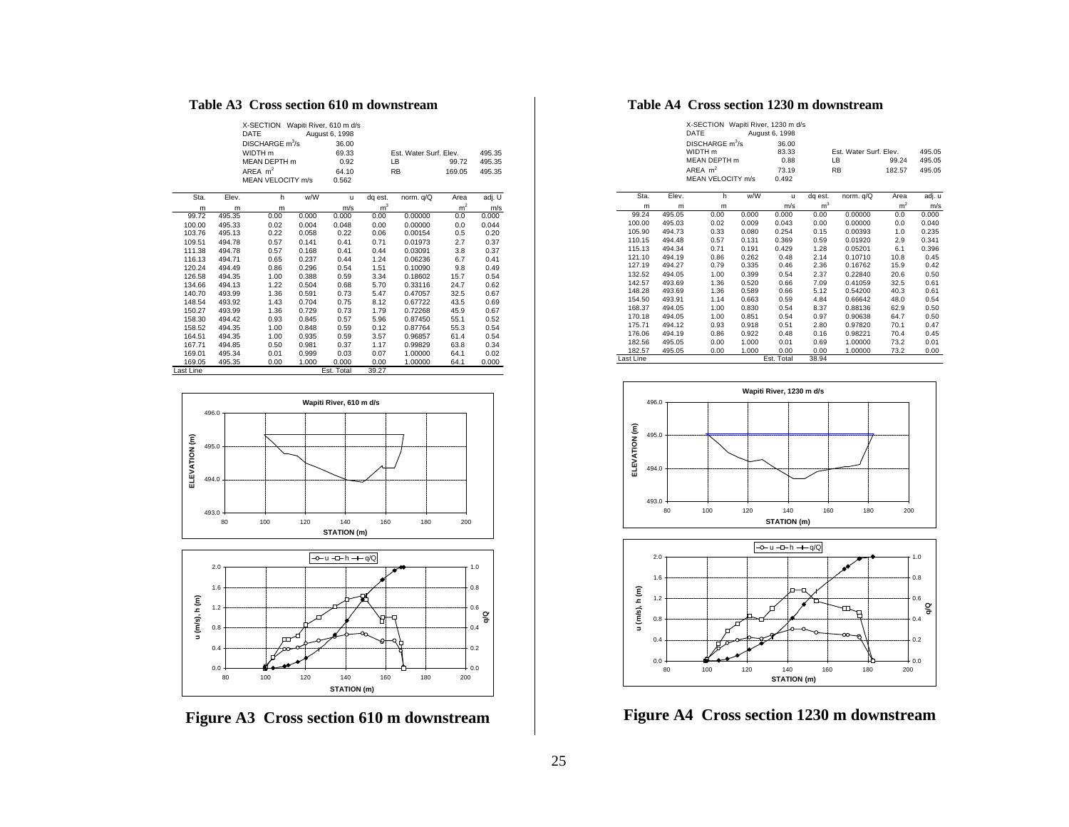## Table A3 Cross section 610 m downstream

X-SECTION Wapiti River, 610 m d/s
DATE August 6, 1998
DISCHARGE $m^3/s$ 36.00
WIDTH m 69.33
MEAN DEPTH m 0.92
AREA $m^2$ 64.10
MEAN VELOCITY m/s 0.562

Est. Water Surf. Elev. 495.35
LB 99.72 495.35
RB 169.05 495.35

| Sta. | Elev. | h | w/W | u | dq est. | norm. q/Q | Area | adj. U |
|---|---|---|---|---|---|---|---|---|
| m | m | m | | m/s | $m^3$ | | $m^2$ | m/s |
| 99.72 | 495.35 | 0.00 | 0.000 | 0.000 | 0.00 | 0.00000 | 0.0 | 0.000 |
| 100.00 | 495.33 | 0.02 | 0.004 | 0.048 | 0.00 | 0.00000 | 0.0 | 0.044 |
| 103.76 | 495.13 | 0.22 | 0.058 | 0.22 | 0.06 | 0.00154 | 0.5 | 0.20 |
| 109.51 | 494.78 | 0.57 | 0.141 | 0.41 | 0.71 | 0.01973 | 2.7 | 0.37 |
| 111.38 | 494.78 | 0.57 | 0.168 | 0.41 | 0.44 | 0.03091 | 3.8 | 0.37 |
| 116.13 | 494.71 | 0.65 | 0.237 | 0.44 | 1.24 | 0.06236 | 6.7 | 0.41 |
| 120.24 | 494.49 | 0.86 | 0.296 | 0.54 | 1.51 | 0.10090 | 9.8 | 0.49 |
| 126.58 | 494.35 | 1.00 | 0.388 | 0.59 | 3.34 | 0.18602 | 15.7 | 0.54 |
| 134.66 | 494.13 | 1.22 | 0.504 | 0.68 | 5.70 | 0.33116 | 24.7 | 0.62 |
| 140.70 | 493.99 | 1.36 | 0.591 | 0.73 | 5.47 | 0.47057 | 32.5 | 0.67 |
| 148.54 | 493.92 | 1.43 | 0.704 | 0.75 | 8.12 | 0.67722 | 43.5 | 0.69 |
| 150.27 | 493.99 | 1.36 | 0.729 | 0.73 | 1.79 | 0.72268 | 45.9 | 0.67 |
| 158.30 | 494.42 | 0.93 | 0.845 | 0.57 | 5.96 | 0.87450 | 55.1 | 0.52 |
| 158.52 | 494.35 | 1.00 | 0.848 | 0.59 | 0.12 | 0.87764 | 55.3 | 0.54 |
| 164.51 | 494.35 | 1.00 | 0.935 | 0.59 | 3.57 | 0.96857 | 61.4 | 0.54 |
| 167.71 | 494.85 | 0.50 | 0.981 | 0.37 | 1.17 | 0.99829 | 63.8 | 0.34 |
| 169.01 | 495.34 | 0.01 | 0.999 | 0.03 | 0.07 | 1.00000 | 64.1 | 0.02 |
| 169.05 | 495.35 | 0.00 | 1.000 | 0.000 | 0.00 | 1.00000 | 64.1 | 0.000 |
| Last Line | | | | Est. Total | 39.27 | | | |

Wapiti River, 610 m d/s
ELEVATION (m)
496.0
495.0
494.0
493.0
80 100 120 140 160 180 200
STATION (m)

u h q/Q
u (m/s), h (m)
2.0 1.6 1.2 0.8 0.4 0.0
q/Q
1.0 0.8 0.6 0.4 0.2 0.0
80 100 120 140 160 180 200
STATION (m)

**Figure A3 Cross section 610 m downstream**

## Table A4 Cross section 1230 m downstream

X-SECTION Wapiti River, 1230 m d/s
DATE August 6, 1998
DISCHARGE $m^3/s$ 36.00
WIDTH m 83.33
MEAN DEPTH m 0.88
AREA $m^2$ 73.19
MEAN VELOCITY m/s 0.492

Est. Water Surf. Elev. 495.05
LB 99.24 495.05
RB 182.57 495.05

| Sta. | Elev. | h | w/W | u | dq est. | norm. q/Q | Area | adj. u |
|---|---|---|---|---|---|---|---|---|
| m | m | m | | m/s | $m^3$ | | $m^2$ | m/s |
| 99.24 | 495.05 | 0.00 | 0.000 | 0.000 | 0.00 | 0.00000 | 0.0 | 0.000 |
| 100.00 | 495.03 | 0.02 | 0.009 | 0.043 | 0.00 | 0.00000 | 0.0 | 0.040 |
| 105.90 | 494.73 | 0.33 | 0.080 | 0.254 | 0.15 | 0.00393 | 1.0 | 0.235 |
| 110.15 | 494.48 | 0.57 | 0.131 | 0.369 | 0.59 | 0.01920 | 2.9 | 0.341 |
| 115.13 | 494.34 | 0.71 | 0.191 | 0.429 | 1.28 | 0.05201 | 6.1 | 0.396 |
| 121.10 | 494.19 | 0.86 | 0.262 | 0.48 | 2.14 | 0.10710 | 10.8 | 0.45 |
| 127.19 | 494.27 | 0.79 | 0.335 | 0.46 | 2.36 | 0.16762 | 15.9 | 0.42 |
| 132.52 | 494.05 | 1.00 | 0.399 | 0.54 | 2.37 | 0.22840 | 20.6 | 0.50 |
| 142.57 | 493.69 | 1.36 | 0.520 | 0.66 | 7.09 | 0.41059 | 32.5 | 0.61 |
| 148.28 | 493.69 | 1.36 | 0.589 | 0.66 | 5.12 | 0.54200 | 40.3 | 0.61 |
| 154.50 | 493.91 | 1.14 | 0.663 | 0.59 | 4.84 | 0.66642 | 48.0 | 0.54 |
| 168.37 | 494.05 | 1.00 | 0.830 | 0.54 | 8.37 | 0.88136 | 62.9 | 0.50 |
| 170.18 | 494.05 | 1.00 | 0.851 | 0.54 | 0.97 | 0.90638 | 64.7 | 0.50 |
| 175.71 | 494.12 | 0.93 | 0.918 | 0.51 | 2.80 | 0.97820 | 70.1 | 0.47 |
| 176.06 | 494.19 | 0.86 | 0.922 | 0.48 | 0.16 | 0.98221 | 70.4 | 0.45 |
| 182.56 | 495.05 | 0.00 | 1.000 | 0.01 | 0.69 | 1.00000 | 73.2 | 0.01 |
| 182.57 | 495.05 | 0.00 | 1.000 | 0.00 | 0.00 | 1.00000 | 73.2 | 0.00 |
| Last Line | | | | Est. Total | 38.94 | | | |

Wapiti River, 1230 m d/s
ELEVATION (m)
496.0
495.0
494.0
493.0
80 100 120 140 160 180 200
STATION (m)

u h q/Q
u (m/s), h (m)
2.0 1.6 1.2 0.8 0.4 0.0
q/Q
1.0 0.8 0.6 0.4 0.2 0.0
80 100 120 140 160 180 200
STATION (m)

**Figure A4 Cross section 1230 m downstream**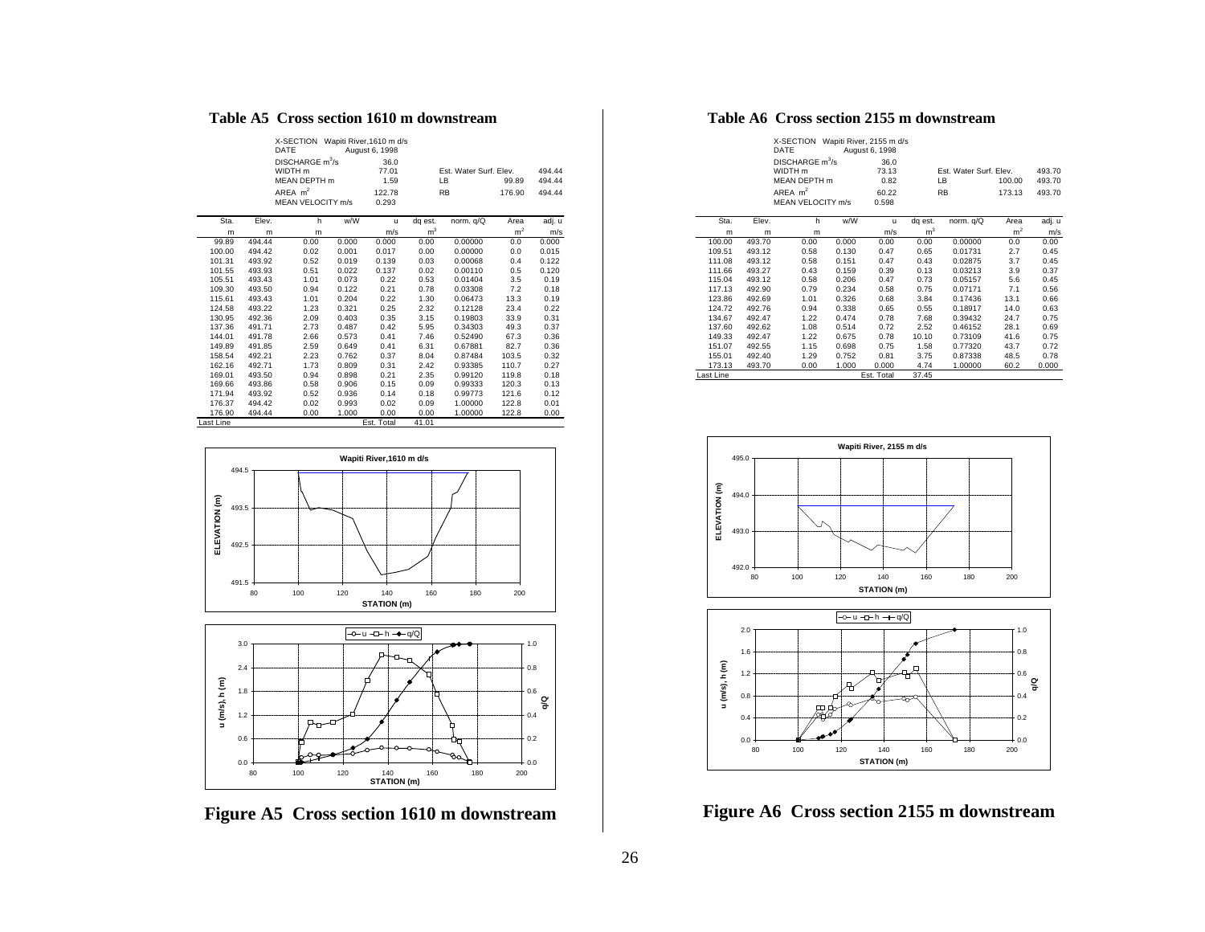## Table A5 Cross section 1610 m downstream

X-SECTION Wapiti River,1610 m d/s
DATE August 6, 1998
DISCHARGE $m^3/s$ 36.0
WIDTH m 77.01
MEAN DEPTH m 1.59
AREA $m^2$ 122.78
MEAN VELOCITY m/s 0.293

| Est. Water Surf. Elev. | | |
|---|---|---|
| LB | 99.89 | 494.44 |
| RB | 176.90 | 494.44 |

| Sta. | Elev. | h | w/W | u | dq est. | norm. q/Q | Area | adj. u |
|---|---|---|---|---|---|---|---|---|
| m | m | m | | m/s | $m^3$ | | $m^2$ | m/s |
| 99.89 | 494.44 | 0.00 | 0.000 | 0.000 | 0.00 | 0.00000 | 0.0 | 0.000 |
| 100.00 | 494.42 | 0.02 | 0.001 | 0.017 | 0.00 | 0.00000 | 0.0 | 0.015 |
| 101.31 | 493.92 | 0.52 | 0.019 | 0.139 | 0.03 | 0.00068 | 0.4 | 0.122 |
| 101.55 | 493.93 | 0.51 | 0.022 | 0.137 | 0.02 | 0.00110 | 0.5 | 0.120 |
| 105.51 | 493.43 | 1.01 | 0.073 | 0.22 | 0.53 | 0.01404 | 3.5 | 0.19 |
| 109.30 | 493.50 | 0.94 | 0.122 | 0.21 | 0.78 | 0.03308 | 7.2 | 0.18 |
| 115.61 | 493.43 | 1.01 | 0.204 | 0.22 | 1.30 | 0.06473 | 13.3 | 0.19 |
| 124.58 | 493.22 | 1.23 | 0.321 | 0.25 | 2.32 | 0.12128 | 23.4 | 0.22 |
| 130.95 | 492.36 | 2.09 | 0.403 | 0.35 | 3.15 | 0.19803 | 33.9 | 0.31 |
| 137.36 | 491.71 | 2.73 | 0.487 | 0.42 | 5.95 | 0.34303 | 49.3 | 0.37 |
| 144.01 | 491.78 | 2.66 | 0.573 | 0.41 | 7.46 | 0.52490 | 67.3 | 0.36 |
| 149.89 | 491.85 | 2.59 | 0.649 | 0.41 | 6.31 | 0.67881 | 82.7 | 0.36 |
| 158.54 | 492.21 | 2.23 | 0.762 | 0.37 | 8.04 | 0.87484 | 103.5 | 0.32 |
| 162.16 | 492.71 | 1.73 | 0.809 | 0.31 | 2.42 | 0.93385 | 110.7 | 0.27 |
| 169.01 | 493.50 | 0.94 | 0.898 | 0.21 | 2.35 | 0.99120 | 119.8 | 0.18 |
| 169.66 | 493.86 | 0.58 | 0.906 | 0.15 | 0.09 | 0.99333 | 120.3 | 0.13 |
| 171.94 | 493.92 | 0.52 | 0.936 | 0.14 | 0.18 | 0.99773 | 121.6 | 0.12 |
| 176.37 | 494.42 | 0.02 | 0.993 | 0.02 | 0.09 | 1.00000 | 122.8 | 0.01 |
| 176.90 | 494.44 | 0.00 | 1.000 | 0.00 | 0.00 | 1.00000 | 122.8 | 0.00 |
| Last Line | | | | Est. Total | 41.01 | | | |

Wapiti River,1610 m d/s
ELEVATION (m)
494.5
493.5
492.5
491.5
80 100 120 140 160 180 200
STATION (m)

u h q/Q
u (m/s), h (m)
3.0 2.4 1.8 1.2 0.6 0.0
q/Q
1.0 0.8 0.6 0.4 0.2 0.0
80 100 120 140 160 180 200
STATION (m)

**Figure A5 Cross section 1610 m downstream**

## Table A6 Cross section 2155 m downstream

X-SECTION Wapiti River, 2155 m d/s
DATE August 6, 1998
DISCHARGE $m^3/s$ 36.0
WIDTH m 73.13
MEAN DEPTH m 0.82
AREA $m^2$ 60.22
MEAN VELOCITY m/s 0.598

| Est. Water Surf. Elev. | | |
|---|---|---|
| LB | 100.00 | 493.70 |
| RB | 173.13 | 493.70 |

| Sta. | Elev. | h | w/W | u | dq est. | norm. q/Q | Area | adj. u |
|---|---|---|---|---|---|---|---|---|
| m | m | m | | m/s | $m^3$ | | $m^2$ | m/s |
| 100.00 | 493.70 | 0.00 | 0.000 | 0.00 | 0.00 | 0.00000 | 0.0 | 0.00 |
| 109.51 | 493.12 | 0.58 | 0.130 | 0.47 | 0.65 | 0.01731 | 2.7 | 0.45 |
| 111.08 | 493.12 | 0.58 | 0.151 | 0.47 | 0.43 | 0.02875 | 3.7 | 0.45 |
| 111.66 | 493.27 | 0.43 | 0.159 | 0.39 | 0.13 | 0.03213 | 3.9 | 0.37 |
| 115.04 | 493.12 | 0.58 | 0.206 | 0.47 | 0.73 | 0.05157 | 5.6 | 0.45 |
| 117.13 | 492.90 | 0.79 | 0.234 | 0.58 | 0.75 | 0.07171 | 7.1 | 0.56 |
| 123.86 | 492.69 | 1.01 | 0.326 | 0.68 | 3.84 | 0.17436 | 13.1 | 0.66 |
| 124.72 | 492.76 | 0.94 | 0.338 | 0.65 | 0.55 | 0.18917 | 14.0 | 0.63 |
| 134.67 | 492.47 | 1.22 | 0.474 | 0.78 | 7.68 | 0.39432 | 24.7 | 0.75 |
| 137.60 | 492.62 | 1.08 | 0.514 | 0.72 | 2.52 | 0.46152 | 28.1 | 0.69 |
| 149.33 | 492.47 | 1.22 | 0.675 | 0.78 | 10.10 | 0.73109 | 41.6 | 0.75 |
| 151.07 | 492.55 | 1.15 | 0.698 | 0.75 | 1.58 | 0.77320 | 43.7 | 0.72 |
| 155.01 | 492.40 | 1.29 | 0.752 | 0.81 | 3.75 | 0.87338 | 48.5 | 0.78 |
| 173.13 | 493.70 | 0.00 | 1.000 | 0.000 | 4.74 | 1.00000 | 60.2 | 0.000 |
| Last Line | | | | Est. Total | 37.45 | | | |

Wapiti River, 2155 m d/s
ELEVATION (m)
495.0
494.0
493.0
492.0
80 100 120 140 160 180 200
STATION (m)

u h q/Q
u (m/s), h (m)
2.0 1.6 1.2 0.8 0.4 0.0
q/Q
1.0 0.8 0.6 0.4 0.2 0.0
80 100 120 140 160 180 200
STATION (m)

**Figure A6 Cross section 2155 m downstream**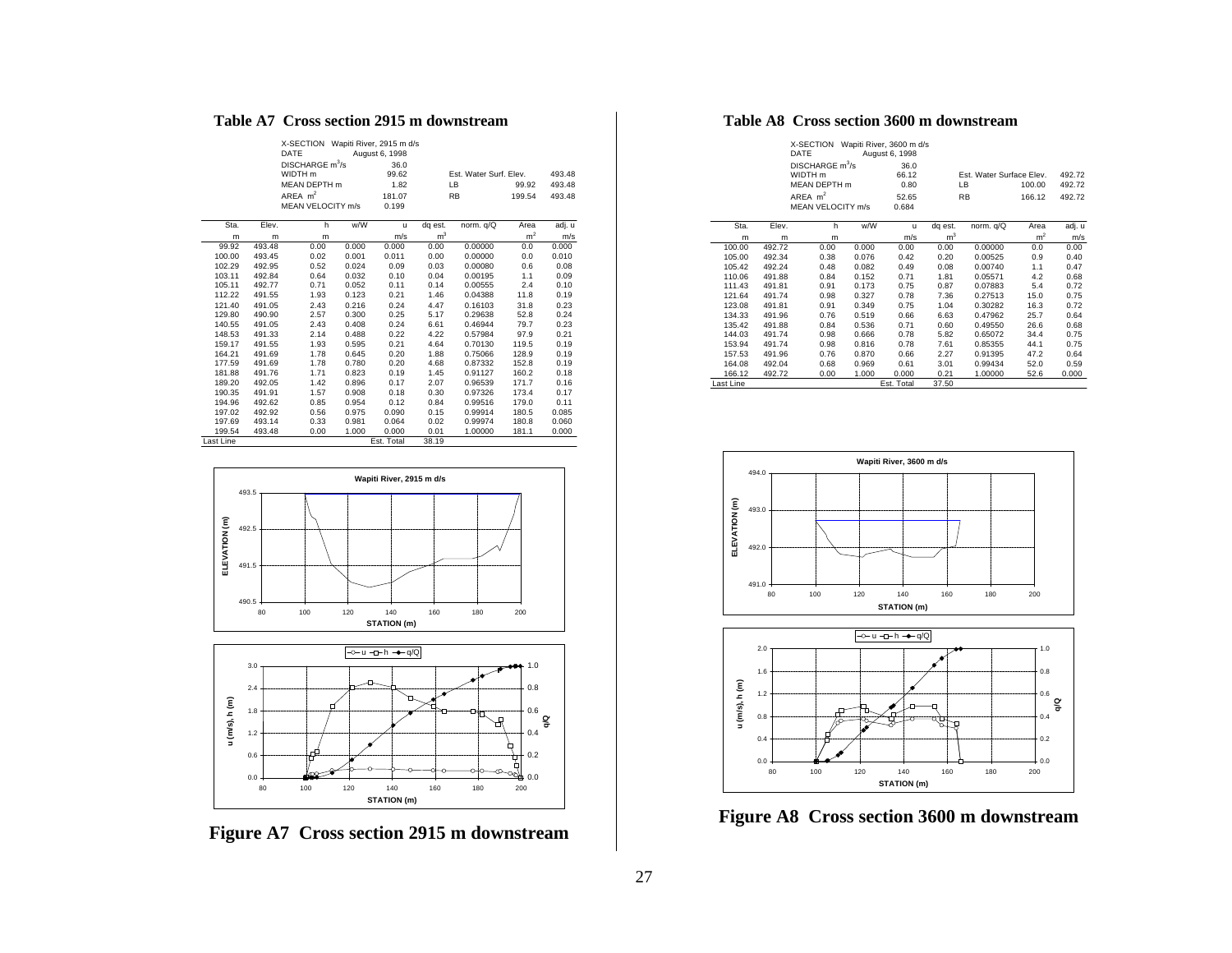## Table A7 Cross section 2915 m downstream

X-SECTION Wapiti River, 2915 m d/s
DATE August 6, 1998
DISCHARGE $m^3/s$ 36.0
WIDTH m 99.62
MEAN DEPTH m 1.82
AREA $m^2$ 181.07
MEAN VELOCITY m/s 0.199

Est. Water Surf. Elev. 493.48
LB 99.92 493.48
RB 199.54 493.48

| Sta. | Elev. | h | w/W | u | dq est. | norm. q/Q | Area | adj. u |
|---|---|---|---|---|---|---|---|---|
| m | m | m | | m/s | $m^3$ | | $m^2$ | m/s |
| 99.92 | 493.48 | 0.00 | 0.000 | 0.000 | 0.00 | 0.00000 | 0.0 | 0.000 |
| 100.00 | 493.45 | 0.02 | 0.001 | 0.011 | 0.00 | 0.00000 | 0.0 | 0.010 |
| 102.29 | 492.95 | 0.52 | 0.024 | 0.09 | 0.03 | 0.00080 | 0.6 | 0.08 |
| 103.11 | 492.84 | 0.64 | 0.032 | 0.10 | 0.04 | 0.00195 | 1.1 | 0.09 |
| 105.11 | 492.77 | 0.71 | 0.052 | 0.11 | 0.14 | 0.00555 | 2.4 | 0.10 |
| 112.22 | 491.55 | 1.93 | 0.123 | 0.21 | 1.46 | 0.04388 | 11.8 | 0.19 |
| 121.40 | 491.05 | 2.43 | 0.216 | 0.24 | 4.47 | 0.16103 | 31.8 | 0.23 |
| 129.80 | 490.90 | 2.57 | 0.300 | 0.25 | 5.17 | 0.29638 | 52.8 | 0.24 |
| 140.55 | 491.05 | 2.43 | 0.408 | 0.24 | 6.61 | 0.46944 | 79.7 | 0.23 |
| 148.53 | 491.33 | 2.14 | 0.488 | 0.22 | 4.22 | 0.57984 | 97.9 | 0.21 |
| 159.17 | 491.55 | 1.93 | 0.595 | 0.21 | 4.64 | 0.70130 | 119.5 | 0.19 |
| 164.21 | 491.69 | 1.78 | 0.645 | 0.20 | 1.88 | 0.75066 | 128.9 | 0.19 |
| 177.59 | 491.69 | 1.78 | 0.780 | 0.20 | 4.68 | 0.87332 | 152.8 | 0.19 |
| 181.88 | 491.76 | 1.71 | 0.823 | 0.19 | 1.45 | 0.91127 | 160.2 | 0.18 |
| 189.20 | 492.05 | 1.42 | 0.896 | 0.17 | 2.07 | 0.96539 | 171.7 | 0.16 |
| 190.35 | 491.91 | 1.57 | 0.908 | 0.18 | 0.30 | 0.97326 | 173.4 | 0.17 |
| 194.96 | 492.62 | 0.85 | 0.954 | 0.12 | 0.84 | 0.99516 | 179.0 | 0.11 |
| 197.02 | 492.92 | 0.56 | 0.975 | 0.090 | 0.15 | 0.99914 | 180.5 | 0.085 |
| 197.69 | 493.14 | 0.33 | 0.981 | 0.064 | 0.02 | 0.99974 | 180.8 | 0.060 |
| 199.54 | 493.48 | 0.00 | 1.000 | 0.000 | 0.01 | 1.00000 | 181.1 | 0.000 |
| Last Line | | | | Est. Total | 38.19 | | | |

Wapiti River, 2915 m d/s
ELEVATION (m)
493.5
492.5
491.5
490.5
80 100 120 140 160 180 200
STATION (m)

u h q/Q
u (m/s), h (m)
3.0 2.4 1.8 1.2 0.6 0.0
q/Q
1.0 0.8 0.6 0.4 0.2 0.0
80 100 120 140 160 180 200
STATION (m)

**Figure A7 Cross section 2915 m downstream**

## Table A8 Cross section 3600 m downstream

X-SECTION Wapiti River, 3600 m d/s
DATE August 6, 1998
DISCHARGE $m^3/s$ 36.0
WIDTH m 66.12
MEAN DEPTH m 0.80
AREA $m^2$ 52.65
MEAN VELOCITY m/s 0.684

Est. Water Surface Elev. 492.72
LB 100.00 492.72
RB 166.12 492.72

| Sta. | Elev. | h | w/W | u | dq est. | norm. q/Q | Area | adj. u |
|---|---|---|---|---|---|---|---|---|
| m | m | m | | m/s | $m^3$ | | $m^2$ | m/s |
| 100.00 | 492.72 | 0.00 | 0.000 | 0.00 | 0.00 | 0.00000 | 0.0 | 0.00 |
| 105.00 | 492.34 | 0.38 | 0.076 | 0.42 | 0.20 | 0.00525 | 0.9 | 0.40 |
| 105.42 | 492.24 | 0.48 | 0.082 | 0.49 | 0.08 | 0.00740 | 1.1 | 0.47 |
| 110.06 | 491.88 | 0.84 | 0.152 | 0.71 | 1.81 | 0.05571 | 4.2 | 0.68 |
| 111.43 | 491.81 | 0.91 | 0.173 | 0.75 | 0.87 | 0.07883 | 5.4 | 0.72 |
| 121.64 | 491.74 | 0.98 | 0.327 | 0.78 | 7.36 | 0.27513 | 15.0 | 0.75 |
| 123.08 | 491.81 | 0.91 | 0.349 | 0.75 | 1.04 | 0.30282 | 16.3 | 0.72 |
| 134.33 | 491.96 | 0.76 | 0.519 | 0.66 | 6.63 | 0.47962 | 25.7 | 0.64 |
| 135.42 | 491.88 | 0.84 | 0.536 | 0.71 | 0.60 | 0.49550 | 26.6 | 0.68 |
| 144.03 | 491.74 | 0.98 | 0.666 | 0.78 | 5.82 | 0.65072 | 34.4 | 0.75 |
| 153.94 | 491.74 | 0.98 | 0.816 | 0.78 | 7.61 | 0.85355 | 44.1 | 0.75 |
| 157.53 | 491.96 | 0.76 | 0.870 | 0.66 | 2.27 | 0.91395 | 47.2 | 0.64 |
| 164.08 | 492.04 | 0.68 | 0.969 | 0.61 | 3.01 | 0.99434 | 52.0 | 0.59 |
| 166.12 | 492.72 | 0.00 | 1.000 | 0.000 | 0.21 | 1.00000 | 52.6 | 0.000 |
| Last Line | | | | Est. Total | 37.50 | | | |

Wapiti River, 3600 m d/s
ELEVATION (m)
494.0
493.0
492.0
491.0
80 100 120 140 160 180 200
STATION (m)

u h q/Q
u (m/s), h (m)
2.0 1.6 1.2 0.8 0.4 0.0
q/Q
1.0 0.8 0.6 0.4 0.2 0.0
80 100 120 140 160 180 200
STATION (m)

**Figure A8 Cross section 3600 m downstream**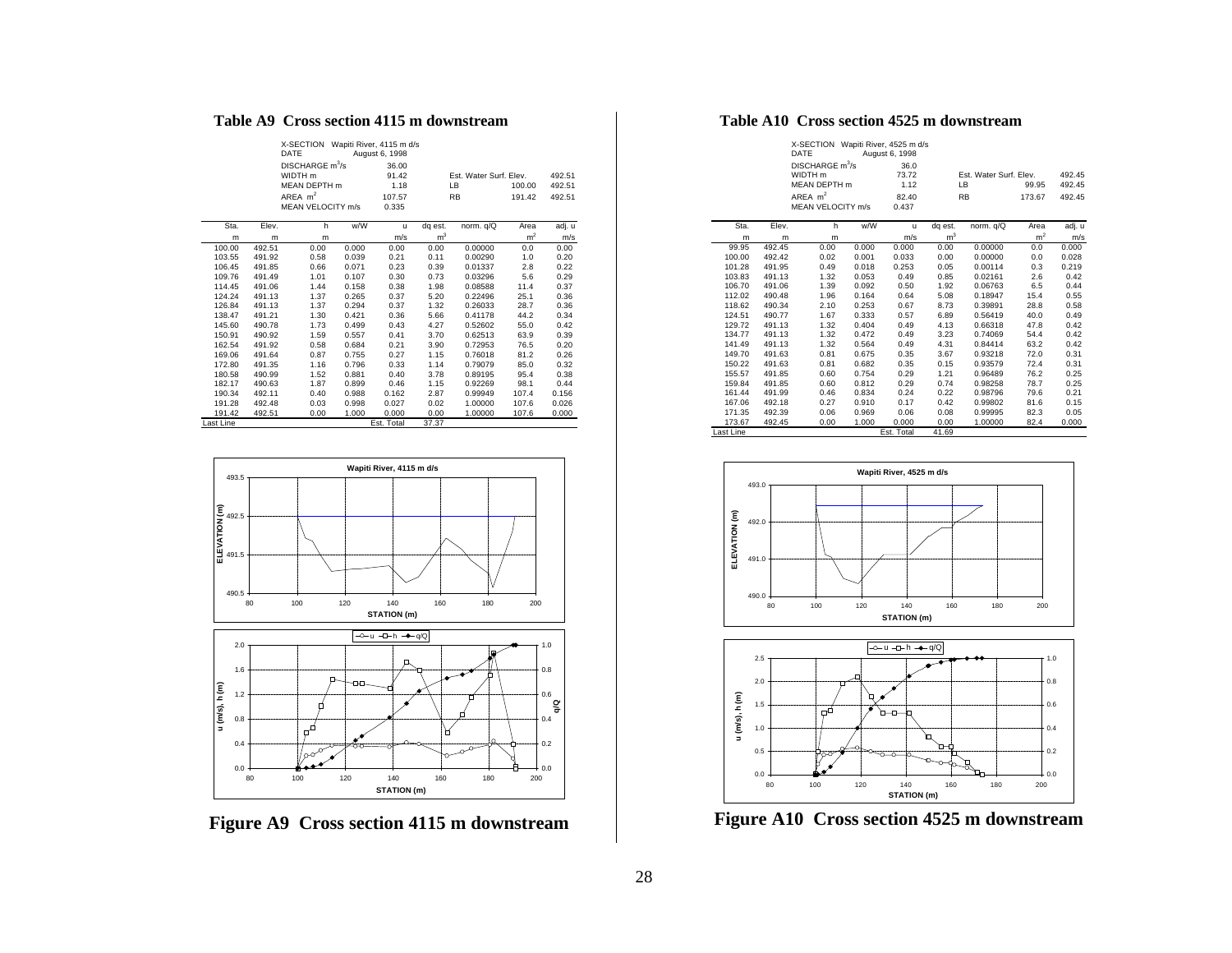## Table A9 Cross section 4115 m downstream

X-SECTION Wapiti River, 4115 m d/s
DATE August 6, 1998

| | | | | |
|---|---|---|---|---|
| DISCHARGE $m^3$/s | 36.00 | | | |
| WIDTH m | 91.42 | Est. Water Surf. Elev. | | 492.51 |
| MEAN DEPTH m | 1.18 | LB | 100.00 | 492.51 |
| AREA $m^2$ | 107.57 | RB | 191.42 | 492.51 |
| MEAN VELOCITY m/s | 0.335 | | | |

| Sta. | Elev. | h | w/W | u | dq est. | norm. q/Q | Area | adj. u |
|---|---|---|---|---|---|---|---|---|
| m | m | m | | m/s | $m^3$ | | $m^2$ | m/s |
| 100.00 | 492.51 | 0.00 | 0.000 | 0.00 | 0.00 | 0.00000 | 0.0 | 0.00 |
| 103.55 | 491.92 | 0.58 | 0.039 | 0.21 | 0.11 | 0.00290 | 1.0 | 0.20 |
| 106.45 | 491.85 | 0.66 | 0.071 | 0.23 | 0.39 | 0.01337 | 2.8 | 0.22 |
| 109.76 | 491.49 | 1.01 | 0.107 | 0.30 | 0.73 | 0.03296 | 5.6 | 0.29 |
| 114.45 | 491.06 | 1.44 | 0.158 | 0.38 | 1.98 | 0.08588 | 11.4 | 0.37 |
| 124.24 | 491.13 | 1.37 | 0.265 | 0.37 | 5.20 | 0.22496 | 25.1 | 0.36 |
| 126.84 | 491.13 | 1.37 | 0.294 | 0.37 | 1.32 | 0.26033 | 28.7 | 0.36 |
| 138.47 | 491.21 | 1.30 | 0.421 | 0.36 | 5.66 | 0.41178 | 44.2 | 0.34 |
| 145.60 | 490.78 | 1.73 | 0.499 | 0.43 | 4.27 | 0.52602 | 55.0 | 0.42 |
| 150.91 | 490.92 | 1.59 | 0.557 | 0.41 | 3.70 | 0.62513 | 63.9 | 0.39 |
| 162.54 | 491.92 | 0.58 | 0.684 | 0.21 | 3.90 | 0.72953 | 76.5 | 0.20 |
| 169.06 | 491.64 | 0.87 | 0.755 | 0.27 | 1.15 | 0.76018 | 81.2 | 0.26 |
| 172.80 | 491.35 | 1.16 | 0.796 | 0.33 | 1.14 | 0.79079 | 85.0 | 0.32 |
| 180.58 | 490.99 | 1.52 | 0.881 | 0.40 | 3.78 | 0.89195 | 95.4 | 0.38 |
| 182.17 | 490.63 | 1.87 | 0.899 | 0.46 | 1.15 | 0.92269 | 98.1 | 0.44 |
| 190.34 | 492.11 | 0.40 | 0.988 | 0.162 | 2.87 | 0.99949 | 107.4 | 0.156 |
| 191.28 | 492.48 | 0.03 | 0.998 | 0.027 | 0.02 | 1.00000 | 107.6 | 0.026 |
| 191.42 | 492.51 | 0.00 | 1.000 | 0.000 | 0.00 | 1.00000 | 107.6 | 0.000 |
| Last Line | | | | Est. Total | 37.37 | | | |

Wapiti River, 4115 m d/s
ELEVATION (m)
STATION (m)

u h q/Q
u (m/s), h (m)
q/Q
STATION (m)

**Figure A9 Cross section 4115 m downstream**

## Table A10 Cross section 4525 m downstream

X-SECTION Wapiti River, 4525 m d/s
DATE August 6, 1998

| | | | | |
|---|---|---|---|---|
| DISCHARGE $m^3$/s | 36.0 | | | |
| WIDTH m | 73.72 | Est. Water Surf. Elev. | | 492.45 |
| MEAN DEPTH m | 1.12 | LB | 99.95 | 492.45 |
| AREA $m^2$ | 82.40 | RB | 173.67 | 492.45 |
| MEAN VELOCITY m/s | 0.437 | | | |

| Sta. | Elev. | h | w/W | u | dq est. | norm. q/Q | Area | adj. u |
|---|---|---|---|---|---|---|---|---|
| m | m | m | | m/s | $m^3$ | | $m^2$ | m/s |
| 99.95 | 492.45 | 0.00 | 0.000 | 0.000 | 0.00 | 0.00000 | 0.0 | 0.000 |
| 100.00 | 492.42 | 0.02 | 0.001 | 0.033 | 0.00 | 0.00000 | 0.0 | 0.028 |
| 101.28 | 491.95 | 0.49 | 0.018 | 0.253 | 0.05 | 0.00114 | 0.3 | 0.219 |
| 103.83 | 491.13 | 1.32 | 0.053 | 0.49 | 0.85 | 0.02161 | 2.6 | 0.42 |
| 106.70 | 491.06 | 1.39 | 0.092 | 0.50 | 1.92 | 0.06763 | 6.5 | 0.44 |
| 112.02 | 490.48 | 1.96 | 0.164 | 0.64 | 5.08 | 0.18947 | 15.4 | 0.55 |
| 118.62 | 490.34 | 2.10 | 0.253 | 0.67 | 8.73 | 0.39891 | 28.8 | 0.58 |
| 124.51 | 490.77 | 1.67 | 0.333 | 0.57 | 6.89 | 0.56419 | 40.0 | 0.49 |
| 129.72 | 491.13 | 1.32 | 0.404 | 0.49 | 4.13 | 0.66318 | 47.8 | 0.42 |
| 134.77 | 491.13 | 1.32 | 0.472 | 0.49 | 3.23 | 0.74069 | 54.4 | 0.42 |
| 141.49 | 491.13 | 1.32 | 0.564 | 0.49 | 4.31 | 0.84414 | 63.2 | 0.42 |
| 149.70 | 491.63 | 0.81 | 0.675 | 0.35 | 3.67 | 0.93218 | 72.0 | 0.31 |
| 150.22 | 491.63 | 0.81 | 0.682 | 0.35 | 0.15 | 0.93579 | 72.4 | 0.31 |
| 155.57 | 491.85 | 0.60 | 0.754 | 0.29 | 1.21 | 0.96489 | 76.2 | 0.25 |
| 159.84 | 491.85 | 0.60 | 0.812 | 0.29 | 0.74 | 0.98258 | 78.7 | 0.25 |
| 161.44 | 491.99 | 0.46 | 0.834 | 0.24 | 0.22 | 0.98796 | 79.6 | 0.21 |
| 167.06 | 492.18 | 0.27 | 0.910 | 0.17 | 0.42 | 0.99802 | 81.6 | 0.15 |
| 171.35 | 492.39 | 0.06 | 0.969 | 0.06 | 0.08 | 0.99995 | 82.3 | 0.05 |
| 173.67 | 492.45 | 0.00 | 1.000 | 0.000 | 0.00 | 1.00000 | 82.4 | 0.000 |
| Last Line | | | | Est. Total | 41.69 | | | |

Wapiti River, 4525 m d/s
ELEVATION (m)
STATION (m)

u h q/Q
u (m/s), h (m)
STATION (m)

**Figure A10 Cross section 4525 m downstream**